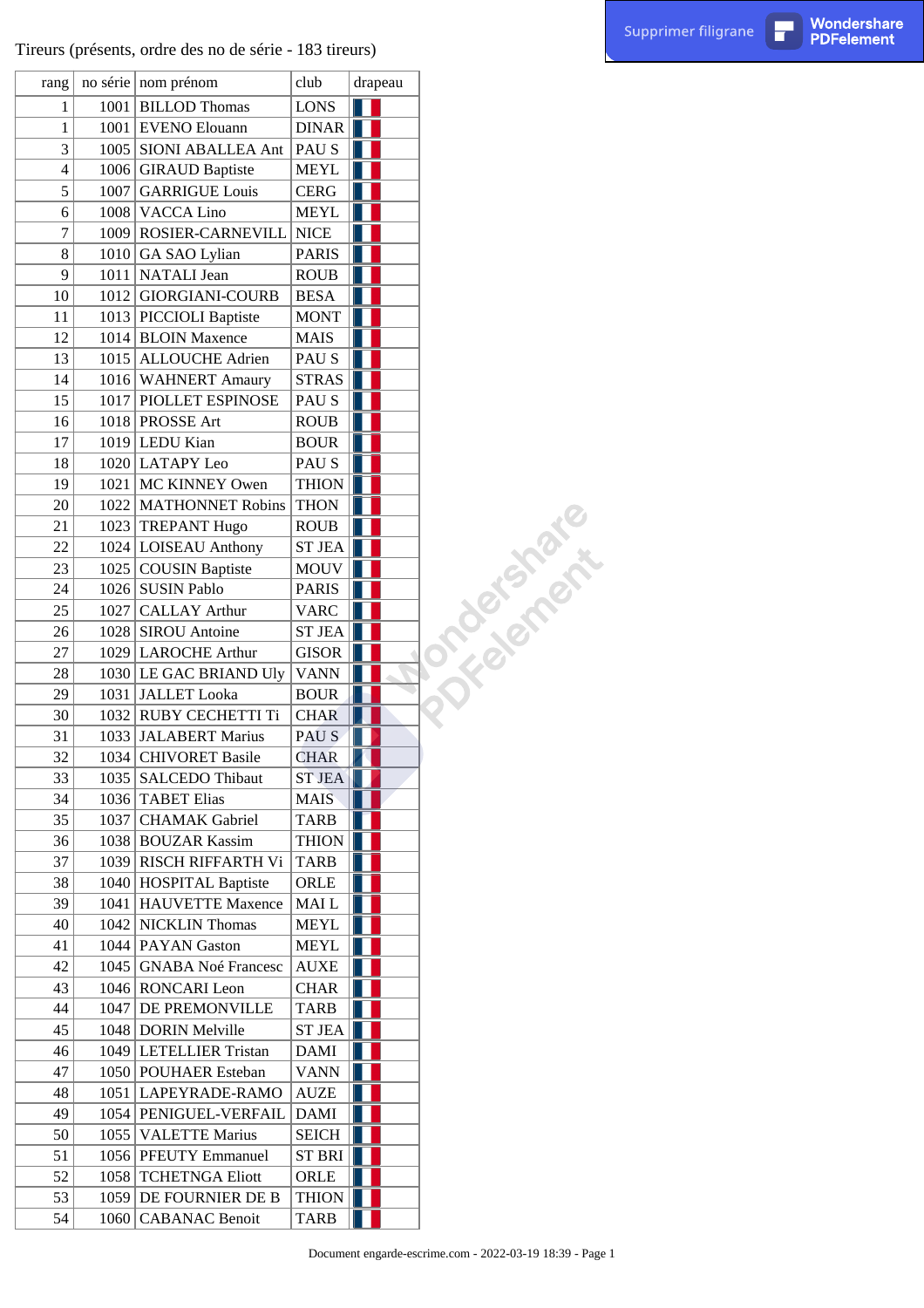Tireurs (présents, ordre des no de série - 183 tireurs)

| rang | no série | nom prénom | club | drapeau |
|---|---|---|---|---|
| 1 | 1001 | BILLOD Thomas | LONS | |
| 1 | 1001 | EVENO Elouann | DINAR | |
| 3 | 1005 | SIONI ABALLEA Ant | PAU S | |
| 4 | 1006 | GIRAUD Baptiste | MEYL | |
| 5 | 1007 | GARRIGUE Louis | CERG | |
| 6 | 1008 | VACCA Lino | MEYL | |
| 7 | 1009 | ROSIER-CARNEVILL | NICE | |
| 8 | 1010 | GA SAO Lylian | PARIS | |
| 9 | 1011 | NATALI Jean | ROUB | |
| 10 | 1012 | GIORGIANI-COURB | BESA | |
| 11 | 1013 | PICCIOLI Baptiste | MONT | |
| 12 | 1014 | BLOIN Maxence | MAIS | |
| 13 | 1015 | ALLOUCHE Adrien | PAU S | |
| 14 | 1016 | WAHNERT Amaury | STRAS | |
| 15 | 1017 | PIOLLET ESPINOSE | PAU S | |
| 16 | 1018 | PROSSE Art | ROUB | |
| 17 | 1019 | LEDU Kian | BOUR | |
| 18 | 1020 | LATAPY Leo | PAU S | |
| 19 | 1021 | MC KINNEY Owen | THION | |
| 20 | 1022 | MATHONNET Robins | THON | |
| 21 | 1023 | TREPANT Hugo | ROUB | |
| 22 | 1024 | LOISEAU Anthony | ST JEA | |
| 23 | 1025 | COUSIN Baptiste | MOUV | |
| 24 | 1026 | SUSIN Pablo | PARIS | |
| 25 | 1027 | CALLAY Arthur | VARC | |
| 26 | 1028 | SIROU Antoine | ST JEA | |
| 27 | 1029 | LAROCHE Arthur | GISOR | |
| 28 | 1030 | LE GAC BRIAND Uly | VANN | |
| 29 | 1031 | JALLET Looka | BOUR | |
| 30 | 1032 | RUBY CECHETTI Ti | CHAR | |
| 31 | 1033 | JALABERT Marius | PAU S | |
| 32 | 1034 | CHIVORET Basile | CHAR | |
| 33 | 1035 | SALCEDO Thibaut | ST JEA | |
| 34 | 1036 | TABET Elias | MAIS | |
| 35 | 1037 | CHAMAK Gabriel | TARB | |
| 36 | 1038 | BOUZAR Kassim | THION | |
| 37 | 1039 | RISCH RIFFARTH Vi | TARB | |
| 38 | 1040 | HOSPITAL Baptiste | ORLE | |
| 39 | 1041 | HAUVETTE Maxence | MAI L | |
| 40 | 1042 | NICKLIN Thomas | MEYL | |
| 41 | 1044 | PAYAN Gaston | MEYL | |
| 42 | 1045 | GNABA Noé Francesc | AUXE | |
| 43 | 1046 | RONCARI Leon | CHAR | |
| 44 | 1047 | DE PREMONVILLE | TARB | |
| 45 | 1048 | DORIN Melville | ST JEA | |
| 46 | 1049 | LETELLIER Tristan | DAMI | |
| 47 | 1050 | POUHAER Esteban | VANN | |
| 48 | 1051 | LAPEYRADE-RAMO | AUZE | |
| 49 | 1054 | PENIGUEL-VERFAIL | DAMI | |
| 50 | 1055 | VALETTE Marius | SEICH | |
| 51 | 1056 | PFEUTY Emmanuel | ST BRI | |
| 52 | 1058 | TCHETNGA Eliott | ORLE | |
| 53 | 1059 | DE FOURNIER DE B | THION | |
| 54 | 1060 | CABANAC Benoit | TARB | |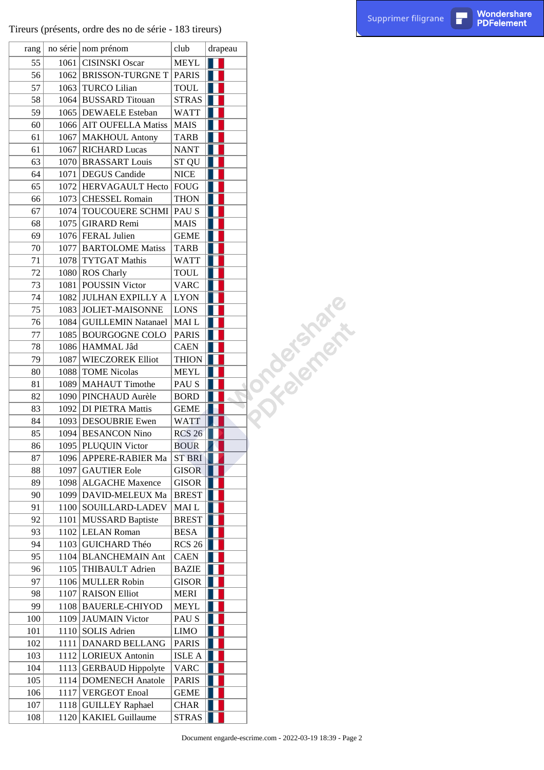Tireurs (présents, ordre des no de série - 183 tireurs)

| rang | no série | nom prénom | club | drapeau |
|---|---|---|---|---|
| 55 | 1061 | CISINSKI Oscar | MEYL | |
| 56 | 1062 | BRISSON-TURGNE T | PARIS | |
| 57 | 1063 | TURCO Lilian | TOUL | |
| 58 | 1064 | BUSSARD Titouan | STRAS | |
| 59 | 1065 | DEWAELE Esteban | WATT | |
| 60 | 1066 | AIT OUFELLA Matiss | MAIS | |
| 61 | 1067 | MAKHOUL Antony | TARB | |
| 61 | 1067 | RICHARD Lucas | NANT | |
| 63 | 1070 | BRASSART Louis | ST QU | |
| 64 | 1071 | DEGUS Candide | NICE | |
| 65 | 1072 | HERVAGAULT Hecto | FOUG | |
| 66 | 1073 | CHESSEL Romain | THON | |
| 67 | 1074 | TOUCOUERE SCHMI | PAU S | |
| 68 | 1075 | GIRARD Remi | MAIS | |
| 69 | 1076 | FERAL Julien | GEME | |
| 70 | 1077 | BARTOLOME Matiss | TARB | |
| 71 | 1078 | TYTGAT Mathis | WATT | |
| 72 | 1080 | ROS Charly | TOUL | |
| 73 | 1081 | POUSSIN Victor | VARC | |
| 74 | 1082 | JULHAN EXPILLY A | LYON | |
| 75 | 1083 | JOLIET-MAISONNE | LONS | |
| 76 | 1084 | GUILLEMIN Natanael | MAI L | |
| 77 | 1085 | BOURGOGNE COLO | PARIS | |
| 78 | 1086 | HAMMAL Jâd | CAEN | |
| 79 | 1087 | WIECZOREK Elliot | THION | |
| 80 | 1088 | TOME Nicolas | MEYL | |
| 81 | 1089 | MAHAUT Timothe | PAU S | |
| 82 | 1090 | PINCHAUD Aurèle | BORD | |
| 83 | 1092 | DI PIETRA Mattis | GEME | |
| 84 | 1093 | DESOUBRIE Ewen | WATT | |
| 85 | 1094 | BESANCON Nino | RCS 26 | |
| 86 | 1095 | PLUQUIN Victor | BOUR | |
| 87 | 1096 | APPERE-RABIER Ma | ST BRI | |
| 88 | 1097 | GAUTIER Eole | GISOR | |
| 89 | 1098 | ALGACHE Maxence | GISOR | |
| 90 | 1099 | DAVID-MELEUX Ma | BREST | |
| 91 | 1100 | SOUILLARD-LADEV | MAI L | |
| 92 | 1101 | MUSSARD Baptiste | BREST | |
| 93 | 1102 | LELAN Roman | BESA | |
| 94 | 1103 | GUICHARD Théo | RCS 26 | |
| 95 | 1104 | BLANCHEMAIN Ant | CAEN | |
| 96 | 1105 | THIBAULT Adrien | BAZIE | |
| 97 | 1106 | MULLER Robin | GISOR | |
| 98 | 1107 | RAISON Elliot | MERI | |
| 99 | 1108 | BAUERLE-CHIYOD | MEYL | |
| 100 | 1109 | JAUMAIN Victor | PAU S | |
| 101 | 1110 | SOLIS Adrien | LIMO | |
| 102 | 1111 | DANARD BELLANG | PARIS | |
| 103 | 1112 | LORIEUX Antonin | ISLE A | |
| 104 | 1113 | GERBAUD Hippolyte | VARC | |
| 105 | 1114 | DOMENECH Anatole | PARIS | |
| 106 | 1117 | VERGEOT Enoal | GEME | |
| 107 | 1118 | GUILLEY Raphael | CHAR | |
| 108 | 1120 | KAKIEL Guillaume | STRAS | |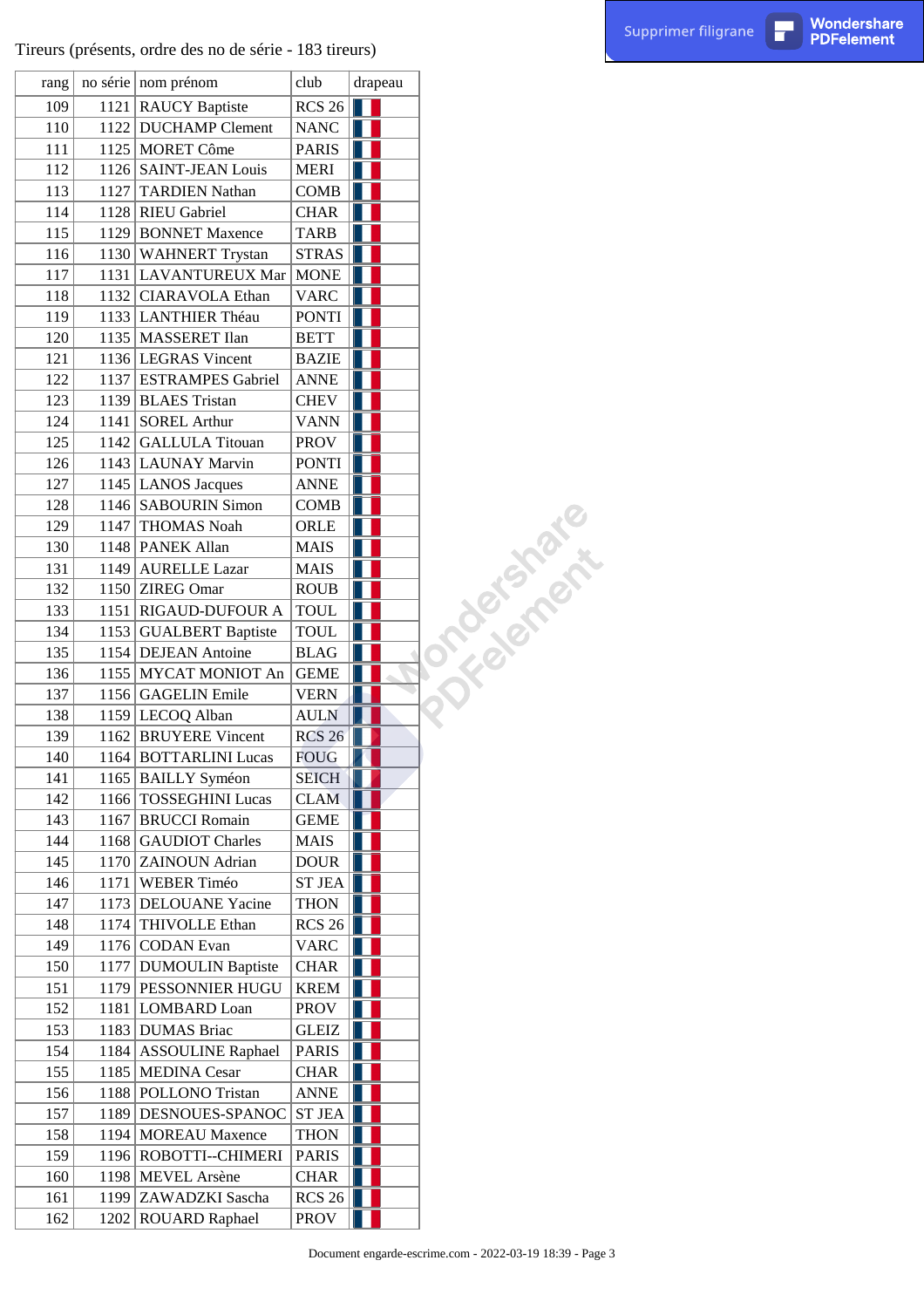Tireurs (présents, ordre des no de série - 183 tireurs)

| rang | no série | nom prénom | club | drapeau |
|---|---|---|---|---|
| 109 | 1121 | RAUCY Baptiste | RCS 26 | |
| 110 | 1122 | DUCHAMP Clement | NANC | |
| 111 | 1125 | MORET Côme | PARIS | |
| 112 | 1126 | SAINT-JEAN Louis | MERI | |
| 113 | 1127 | TARDIEN Nathan | COMB | |
| 114 | 1128 | RIEU Gabriel | CHAR | |
| 115 | 1129 | BONNET Maxence | TARB | |
| 116 | 1130 | WAHNERT Trystan | STRAS | |
| 117 | 1131 | LAVANTUREUX Mar | MONE | |
| 118 | 1132 | CIARAVOLA Ethan | VARC | |
| 119 | 1133 | LANTHIER Théau | PONTI | |
| 120 | 1135 | MASSERET Ilan | BETT | |
| 121 | 1136 | LEGRAS Vincent | BAZIE | |
| 122 | 1137 | ESTRAMPES Gabriel | ANNE | |
| 123 | 1139 | BLAES Tristan | CHEV | |
| 124 | 1141 | SOREL Arthur | VANN | |
| 125 | 1142 | GALLULA Titouan | PROV | |
| 126 | 1143 | LAUNAY Marvin | PONTI | |
| 127 | 1145 | LANOS Jacques | ANNE | |
| 128 | 1146 | SABOURIN Simon | COMB | |
| 129 | 1147 | THOMAS Noah | ORLE | |
| 130 | 1148 | PANEK Allan | MAIS | |
| 131 | 1149 | AURELLE Lazar | MAIS | |
| 132 | 1150 | ZIREG Omar | ROUB | |
| 133 | 1151 | RIGAUD-DUFOUR A | TOUL | |
| 134 | 1153 | GUALBERT Baptiste | TOUL | |
| 135 | 1154 | DEJEAN Antoine | BLAG | |
| 136 | 1155 | MYCAT MONIOT An | GEME | |
| 137 | 1156 | GAGELIN Emile | VERN | |
| 138 | 1159 | LECOQ Alban | AULN | |
| 139 | 1162 | BRUYERE Vincent | RCS 26 | |
| 140 | 1164 | BOTTARLINI Lucas | FOUG | |
| 141 | 1165 | BAILLY Syméon | SEICH | |
| 142 | 1166 | TOSSEGHINI Lucas | CLAM | |
| 143 | 1167 | BRUCCI Romain | GEME | |
| 144 | 1168 | GAUDIOT Charles | MAIS | |
| 145 | 1170 | ZAINOUN Adrian | DOUR | |
| 146 | 1171 | WEBER Timéo | ST JEA | |
| 147 | 1173 | DELOUANE Yacine | THON | |
| 148 | 1174 | THIVOLLE Ethan | RCS 26 | |
| 149 | 1176 | CODAN Evan | VARC | |
| 150 | 1177 | DUMOULIN Baptiste | CHAR | |
| 151 | 1179 | PESSONNIER HUGU | KREM | |
| 152 | 1181 | LOMBARD Loan | PROV | |
| 153 | 1183 | DUMAS Briac | GLEIZ | |
| 154 | 1184 | ASSOULINE Raphael | PARIS | |
| 155 | 1185 | MEDINA Cesar | CHAR | |
| 156 | 1188 | POLLONO Tristan | ANNE | |
| 157 | 1189 | DESNOUES-SPANOC | ST JEA | |
| 158 | 1194 | MOREAU Maxence | THON | |
| 159 | 1196 | ROBOTTI--CHIMERI | PARIS | |
| 160 | 1198 | MEVEL Arsène | CHAR | |
| 161 | 1199 | ZAWADZKI Sascha | RCS 26 | |
| 162 | 1202 | ROUARD Raphael | PROV | |

Document engarde-escrime.com - 2022-03-19 18:39 - Page 3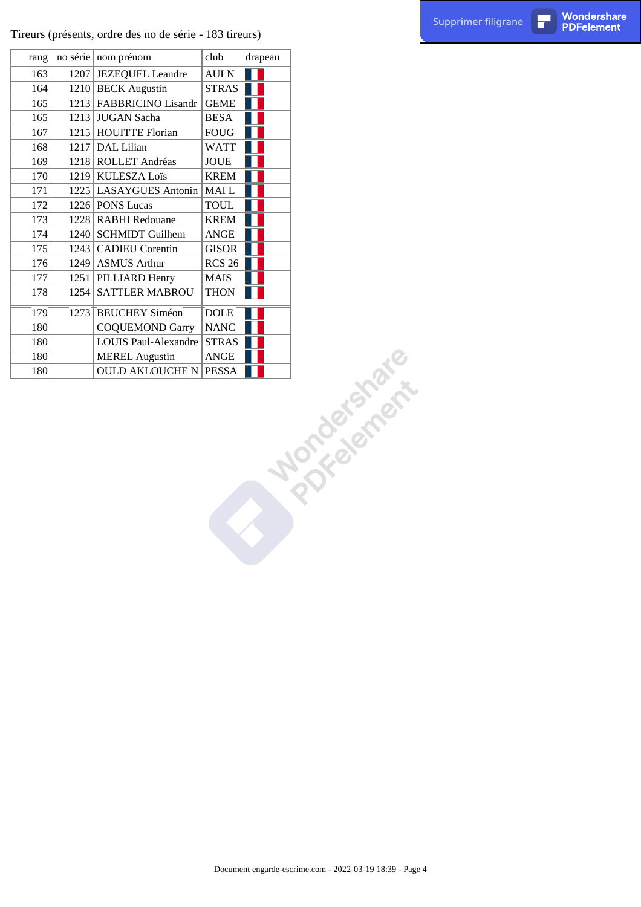Tireurs (présents, ordre des no de série - 183 tireurs)

| rang | no série | nom prénom | club | drapeau |
|---|---|---|---|---|
| 163 | 1207 | JEZEQUEL Leandre | AULN | |
| 164 | 1210 | BECK Augustin | STRAS | |
| 165 | 1213 | FABBRICINO Lisandr | GEME | |
| 165 | 1213 | JUGAN Sacha | BESA | |
| 167 | 1215 | HOUITTE Florian | FOUG | |
| 168 | 1217 | DAL Lilian | WATT | |
| 169 | 1218 | ROLLET Andréas | JOUE | |
| 170 | 1219 | KULESZA Loïs | KREM | |
| 171 | 1225 | LASAYGUES Antonin | MAI L | |
| 172 | 1226 | PONS Lucas | TOUL | |
| 173 | 1228 | RABHI Redouane | KREM | |
| 174 | 1240 | SCHMIDT Guilhem | ANGE | |
| 175 | 1243 | CADIEU Corentin | GISOR | |
| 176 | 1249 | ASMUS Arthur | RCS 26 | |
| 177 | 1251 | PILLIARD Henry | MAIS | |
| 178 | 1254 | SATTLER MABROU | THON | |
| 179 | 1273 | BEUCHEY Siméon | DOLE | |
| 180 | | COQUEMOND Garry | NANC | |
| 180 | | LOUIS Paul-Alexandre | STRAS | |
| 180 | | MEREL Augustin | ANGE | |
| 180 | | OULD AKLOUCHE N | PESSA | |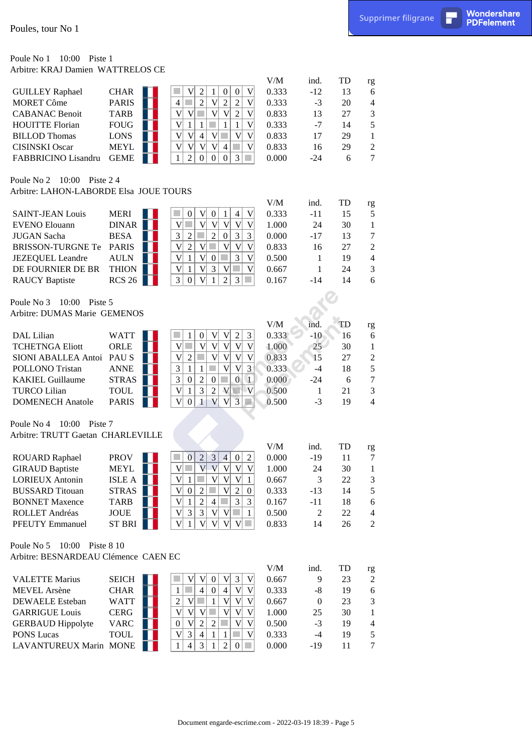Poules, tour No 1

Poule No 1 10:00 Piste 1
Arbitre: KRAJ Damien WATTRELOS CE

| | | | | | | | | | | V/M | ind. | TD | rg |
|---|---|---|---|---|---|---|---|---|---|---|---|---|---|
| GUILLEY Raphael | CHAR | | V | 2 | 1 | 0 | 0 | V | | 0.333 | -12 | 13 | 6 |
| MORET Côme | PARIS | 4 | | 2 | V | 2 | 2 | V | | 0.333 | -3 | 20 | 4 |
| CABANAC Benoit | TARB | V | V | | V | V | 2 | V | | 0.833 | 13 | 27 | 3 |
| HOUITTE Florian | FOUG | V | 1 | 1 | | 1 | 1 | V | | 0.333 | -7 | 14 | 5 |
| BILLOD Thomas | LONS | V | V | 4 | V | | V | V | | 0.833 | 17 | 29 | 1 |
| CISINSKI Oscar | MEYL | V | V | V | V | 4 | | V | | 0.833 | 16 | 29 | 2 |
| FABBRICINO Lisandru | GEME | 1 | 2 | 0 | 0 | 0 | 3 | | | 0.000 | -24 | 6 | 7 |

Poule No 2 10:00 Piste 2 4
Arbitre: LAHON-LABORDE Elsa JOUE TOURS

| | | | | | | | | | | V/M | ind. | TD | rg |
|---|---|---|---|---|---|---|---|---|---|---|---|---|---|
| SAINT-JEAN Louis | MERI | | 0 | V | 0 | 1 | 4 | V | | 0.333 | -11 | 15 | 5 |
| EVENO Elouann | DINAR | V | | V | V | V | V | V | | 1.000 | 24 | 30 | 1 |
| JUGAN Sacha | BESA | 3 | 2 | | 2 | 0 | 3 | 3 | | 0.000 | -17 | 13 | 7 |
| BRISSON-TURGNE Te | PARIS | V | 2 | V | | V | V | V | | 0.833 | 16 | 27 | 2 |
| JEZEQUEL Leandre | AULN | V | 1 | V | 0 | | 3 | V | | 0.500 | 1 | 19 | 4 |
| DE FOURNIER DE BR | THION | V | 1 | V | 3 | V | | V | | 0.667 | 1 | 24 | 3 |
| RAUCY Baptiste | RCS 26 | 3 | 0 | V | 1 | 2 | 3 | | | 0.167 | -14 | 14 | 6 |

Poule No 3 10:00 Piste 5
Arbitre: DUMAS Marie GEMENOS

| | | | | | | | | | | V/M | ind. | TD | rg |
|---|---|---|---|---|---|---|---|---|---|---|---|---|---|
| DAL Lilian | WATT | | 1 | 0 | V | V | 2 | 3 | | 0.333 | -10 | 16 | 6 |
| TCHETNGA Eliott | ORLE | V | | V | V | V | V | V | | 1.000 | 25 | 30 | 1 |
| SIONI ABALLEA Antoi | PAU S | V | 2 | | V | V | V | V | | 0.833 | 15 | 27 | 2 |
| POLLONO Tristan | ANNE | 3 | 1 | 1 | | V | V | 3 | | 0.333 | -4 | 18 | 5 |
| KAKIEL Guillaume | STRAS | 3 | 0 | 2 | 0 | | 0 | 1 | | 0.000 | -24 | 6 | 7 |
| TURCO Lilian | TOUL | V | 1 | 3 | 2 | V | | V | | 0.500 | 1 | 21 | 3 |
| DOMENECH Anatole | PARIS | V | 0 | 1 | V | V | 3 | | | 0.500 | -3 | 19 | 4 |

Poule No 4 10:00 Piste 7
Arbitre: TRUTT Gaetan CHARLEVILLE

| | | | | | | | | | | V/M | ind. | TD | rg |
|---|---|---|---|---|---|---|---|---|---|---|---|---|---|
| ROUARD Raphael | PROV | | 0 | 2 | 3 | 4 | 0 | 2 | | 0.000 | -19 | 11 | 7 |
| GIRAUD Baptiste | MEYL | V | | V | V | V | V | V | | 1.000 | 24 | 30 | 1 |
| LORIEUX Antonin | ISLE A | V | 1 | | V | V | V | 1 | | 0.667 | 3 | 22 | 3 |
| BUSSARD Titouan | STRAS | V | 0 | 2 | | V | 2 | 0 | | 0.333 | -13 | 14 | 5 |
| BONNET Maxence | TARB | V | 1 | 2 | 4 | | 3 | 3 | | 0.167 | -11 | 18 | 6 |
| ROLLET Andréas | JOUE | V | 3 | 3 | V | V | | 1 | | 0.500 | 2 | 22 | 4 |
| PFEUTY Emmanuel | ST BRI | V | 1 | V | V | V | V | | | 0.833 | 14 | 26 | 2 |

Poule No 5 10:00 Piste 8 10
Arbitre: BESNARDEAU Clémence CAEN EC

| | | | | | | | | | | V/M | ind. | TD | rg |
|---|---|---|---|---|---|---|---|---|---|---|---|---|---|
| VALETTE Marius | SEICH | | V | V | 0 | V | 3 | V | | 0.667 | 9 | 23 | 2 |
| MEVEL Arsène | CHAR | 1 | | 4 | 0 | 4 | V | V | | 0.333 | -8 | 19 | 6 |
| DEWAELE Esteban | WATT | 2 | V | | 1 | V | V | V | | 0.667 | 0 | 23 | 3 |
| GARRIGUE Louis | CERG | V | V | V | | V | V | V | | 1.000 | 25 | 30 | 1 |
| GERBAUD Hippolyte | VARC | 0 | V | 2 | 2 | | V | V | | 0.500 | -3 | 19 | 4 |
| PONS Lucas | TOUL | V | 3 | 4 | 1 | 1 | | V | | 0.333 | -4 | 19 | 5 |
| LAVANTUREUX Marin | MONE | 1 | 4 | 3 | 1 | 2 | 0 | | | 0.000 | -19 | 11 | 7 |

Document engarde-escrime.com - 2022-03-19 18:39 - Page 5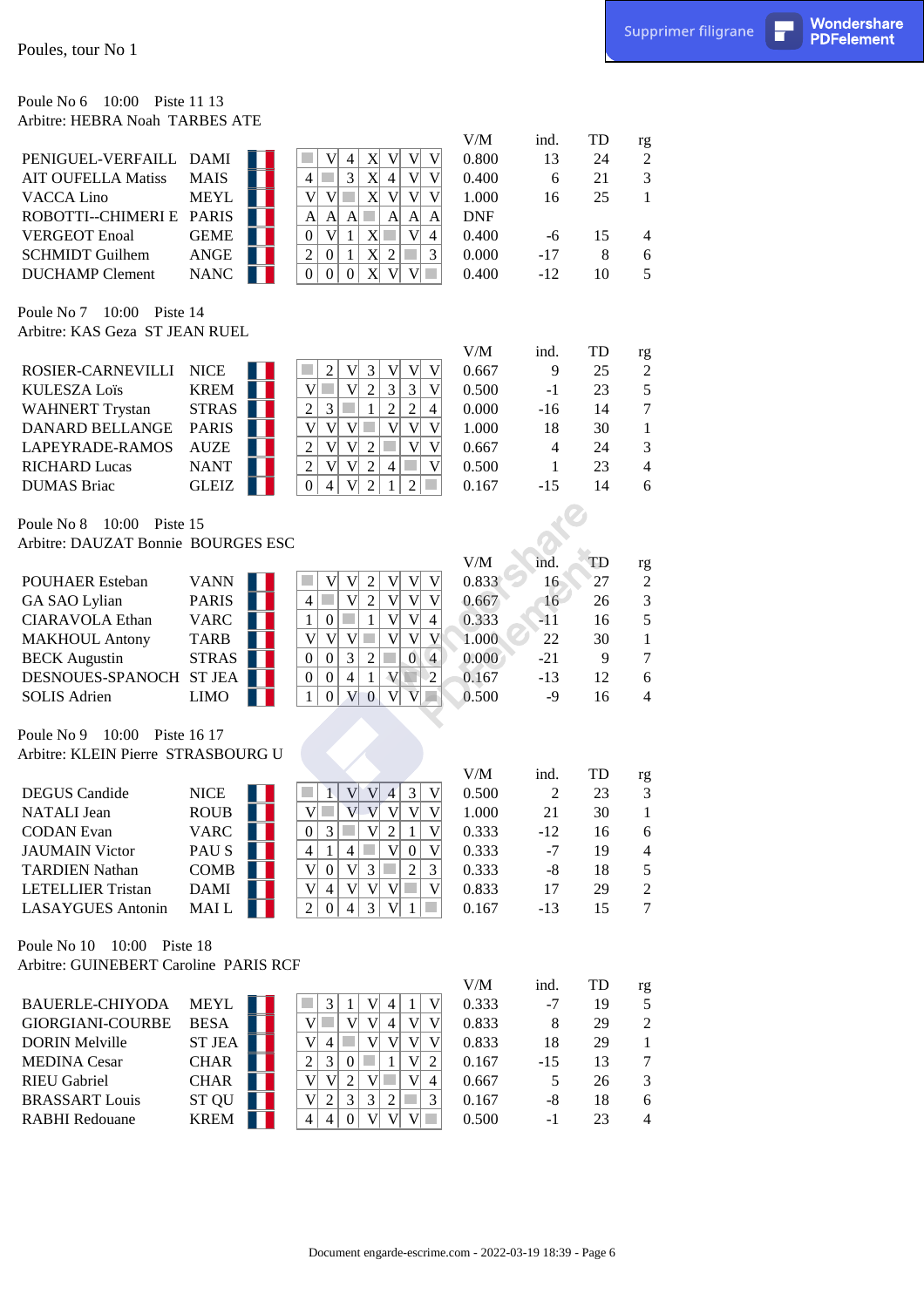Poules, tour No 1

Poule No 6 10:00 Piste 11 13
Arbitre: HEBRA Noah TARBES ATE

| | | | 1 | 2 | 3 | 4 | 5 | 6 | 7 | V/M | ind. | TD | rg |
|---|---|---|---|---|---|---|---|---|---|---|---|---|---|
| PENIGUEL-VERFAILL | DAMI | | | V | 4 | X | V | V | V | 0.800 | 13 | 24 | 2 |
| AIT OUFELLA Matiss | MAIS | | 4 | | 3 | X | 4 | V | V | 0.400 | 6 | 21 | 3 |
| VACCA Lino | MEYL | | V | V | | X | V | V | V | 1.000 | 16 | 25 | 1 |
| ROBOTTI--CHIMERI E | PARIS | | A | A | A | | A | A | A | DNF | | | |
| VERGEOT Enoal | GEME | | 0 | V | 1 | X | | V | 4 | 0.400 | -6 | 15 | 4 |
| SCHMIDT Guilhem | ANGE | | 2 | 0 | 1 | X | 2 | | 3 | 0.000 | -17 | 8 | 6 |
| DUCHAMP Clement | NANC | | 0 | 0 | 0 | X | V | V | | 0.400 | -12 | 10 | 5 |

Poule No 7 10:00 Piste 14
Arbitre: KAS Geza ST JEAN RUEL

| | | | 1 | 2 | 3 | 4 | 5 | 6 | 7 | V/M | ind. | TD | rg |
|---|---|---|---|---|---|---|---|---|---|---|---|---|---|
| ROSIER-CARNEVILLI | NICE | | | 2 | V | 3 | V | V | V | 0.667 | 9 | 25 | 2 |
| KULESZA Loïs | KREM | | V | | V | 2 | 3 | 3 | V | 0.500 | -1 | 23 | 5 |
| WAHNERT Trystan | STRAS | | 2 | 3 | | 1 | 2 | 2 | 4 | 0.000 | -16 | 14 | 7 |
| DANARD BELLANGE | PARIS | | V | V | V | | V | V | V | 1.000 | 18 | 30 | 1 |
| LAPEYRADE-RAMOS | AUZE | | 2 | V | V | 2 | | V | V | 0.667 | 4 | 24 | 3 |
| RICHARD Lucas | NANT | | 2 | V | V | 2 | 4 | | V | 0.500 | 1 | 23 | 4 |
| DUMAS Briac | GLEIZ | | 0 | 4 | V | 2 | 1 | 2 | | 0.167 | -15 | 14 | 6 |

Poule No 8 10:00 Piste 15
Arbitre: DAUZAT Bonnie BOURGES ESC

| | | | 1 | 2 | 3 | 4 | 5 | 6 | 7 | V/M | ind. | TD | rg |
|---|---|---|---|---|---|---|---|---|---|---|---|---|---|
| POUHAER Esteban | VANN | | | V | V | 2 | V | V | V | 0.833 | 16 | 27 | 2 |
| GA SAO Lylian | PARIS | | 4 | | V | 2 | V | V | V | 0.667 | 16 | 26 | 3 |
| CIARAVOLA Ethan | VARC | | 1 | 0 | | 1 | V | V | 4 | 0.333 | -11 | 16 | 5 |
| MAKHOUL Antony | TARB | | V | V | V | | V | V | V | 1.000 | 22 | 30 | 1 |
| BECK Augustin | STRAS | | 0 | 0 | 3 | 2 | | 0 | 4 | 0.000 | -21 | 9 | 7 |
| DESNOUES-SPANOCH | ST JEA | | 0 | 0 | 4 | 1 | V | | 2 | 0.167 | -13 | 12 | 6 |
| SOLIS Adrien | LIMO | | 1 | 0 | V | 0 | V | V | | 0.500 | -9 | 16 | 4 |

Poule No 9 10:00 Piste 16 17
Arbitre: KLEIN Pierre STRASBOURG U

| | | | 1 | 2 | 3 | 4 | 5 | 6 | 7 | V/M | ind. | TD | rg |
|---|---|---|---|---|---|---|---|---|---|---|---|---|---|
| DEGUS Candide | NICE | | | 1 | V | V | 4 | 3 | V | 0.500 | 2 | 23 | 3 |
| NATALI Jean | ROUB | | V | | V | V | V | V | V | 1.000 | 21 | 30 | 1 |
| CODAN Evan | VARC | | 0 | 3 | | V | 2 | 1 | V | 0.333 | -12 | 16 | 6 |
| JAUMAIN Victor | PAU S | | 4 | 1 | 4 | | V | 0 | V | 0.333 | -7 | 19 | 4 |
| TARDIEN Nathan | COMB | | V | 0 | V | 3 | | 2 | 3 | 0.333 | -8 | 18 | 5 |
| LETELLIER Tristan | DAMI | | V | 4 | V | V | V | | V | 0.833 | 17 | 29 | 2 |
| LASAYGUES Antonin | MAI L | | 2 | 0 | 4 | 3 | V | 1 | | 0.167 | -13 | 15 | 7 |

Poule No 10 10:00 Piste 18
Arbitre: GUINEBERT Caroline PARIS RCF

| | | | 1 | 2 | 3 | 4 | 5 | 6 | 7 | V/M | ind. | TD | rg |
|---|---|---|---|---|---|---|---|---|---|---|---|---|---|
| BAUERLE-CHIYODA | MEYL | | | 3 | 1 | V | 4 | 1 | V | 0.333 | -7 | 19 | 5 |
| GIORGIANI-COURBE | BESA | | V | | V | V | 4 | V | V | 0.833 | 8 | 29 | 2 |
| DORIN Melville | ST JEA | | V | 4 | | V | V | V | V | 0.833 | 18 | 29 | 1 |
| MEDINA Cesar | CHAR | | 2 | 3 | 0 | | 1 | V | 2 | 0.167 | -15 | 13 | 7 |
| RIEU Gabriel | CHAR | | V | V | 2 | V | | V | 4 | 0.667 | 5 | 26 | 3 |
| BRASSART Louis | ST QU | | V | 2 | 3 | 3 | 2 | | 3 | 0.167 | -8 | 18 | 6 |
| RABHI Redouane | KREM | | 4 | 4 | 0 | V | V | V | | 0.500 | -1 | 23 | 4 |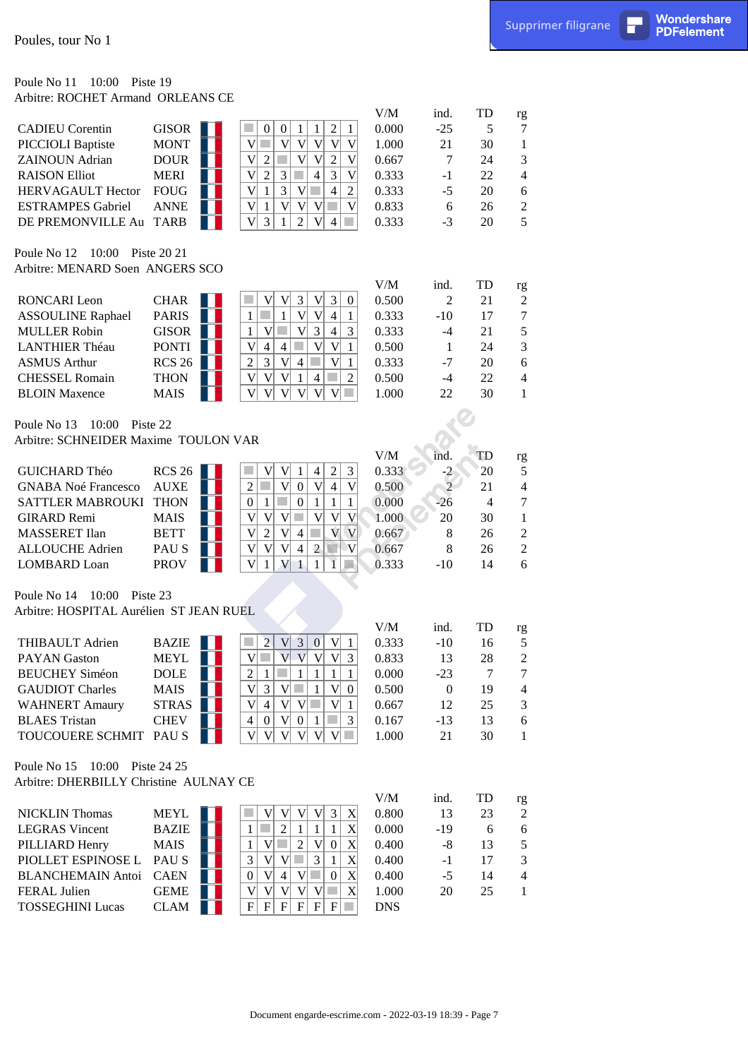Poules, tour No 1

Poule No 11 10:00 Piste 19

Arbitre: ROCHET Armand ORLEANS CE

| | | | 1 | 2 | 3 | 4 | 5 | 6 | 7 | V/M | ind. | TD | rg |
|---|---|---|---|---|---|---|---|---|---|---|---|---|---|
| CADIEU Corentin | GISOR | | | 0 | 0 | 1 | 1 | 2 | 1 | 0.000 | -25 | 5 | 7 |
| PICCIOLI Baptiste | MONT | | V | | V | V | V | V | V | 1.000 | 21 | 30 | 1 |
| ZAINOUN Adrian | DOUR | | V | 2 | | V | V | 2 | V | 0.667 | 7 | 24 | 3 |
| RAISON Elliot | MERI | | V | 2 | 3 | | 4 | 3 | V | 0.333 | -1 | 22 | 4 |
| HERVAGAULT Hector | FOUG | | V | 1 | 3 | V | | 4 | 2 | 0.333 | -5 | 20 | 6 |
| ESTRAMPES Gabriel | ANNE | | V | 1 | V | V | V | | V | 0.833 | 6 | 26 | 2 |
| DE PREMONVILLE Au | TARB | | V | 3 | 1 | 2 | V | 4 | | 0.333 | -3 | 20 | 5 |

Poule No 12 10:00 Piste 20 21

Arbitre: MENARD Soen ANGERS SCO

| | | | 1 | 2 | 3 | 4 | 5 | 6 | 7 | V/M | ind. | TD | rg |
|---|---|---|---|---|---|---|---|---|---|---|---|---|---|
| RONCARI Leon | CHAR | | | V | V | 3 | V | 3 | 0 | 0.500 | 2 | 21 | 2 |
| ASSOULINE Raphael | PARIS | | 1 | | 1 | V | V | 4 | 1 | 0.333 | -10 | 17 | 7 |
| MULLER Robin | GISOR | | 1 | V | | V | 3 | 4 | 3 | 0.333 | -4 | 21 | 5 |
| LANTHIER Théau | PONTI | | V | 4 | 4 | | V | V | 1 | 0.500 | 1 | 24 | 3 |
| ASMUS Arthur | RCS 26 | | 2 | 3 | V | 4 | | V | 1 | 0.333 | -7 | 20 | 6 |
| CHESSEL Romain | THON | | V | V | V | 1 | 4 | | 2 | 0.500 | -4 | 22 | 4 |
| BLOIN Maxence | MAIS | | V | V | V | V | V | V | | 1.000 | 22 | 30 | 1 |

Poule No 13 10:00 Piste 22

Arbitre: SCHNEIDER Maxime TOULON VAR

| | | | 1 | 2 | 3 | 4 | 5 | 6 | 7 | V/M | ind. | TD | rg |
|---|---|---|---|---|---|---|---|---|---|---|---|---|---|
| GUICHARD Théo | RCS 26 | | | V | V | 1 | 4 | 2 | 3 | 0.333 | -2 | 20 | 5 |
| GNABA Noé Francesco | AUXE | | 2 | | V | 0 | V | 4 | V | 0.500 | 2 | 21 | 4 |
| SATTLER MABROUKI | THON | | 0 | 1 | | 0 | 1 | 1 | 1 | 0.000 | -26 | 4 | 7 |
| GIRARD Remi | MAIS | | V | V | V | | V | V | V | 1.000 | 20 | 30 | 1 |
| MASSERET Ilan | BETT | | V | 2 | V | 4 | | V | V | 0.667 | 8 | 26 | 2 |
| ALLOUCHE Adrien | PAU S | | V | V | V | 4 | 2 | | V | 0.667 | 8 | 26 | 2 |
| LOMBARD Loan | PROV | | V | 1 | V | 1 | 1 | 1 | | 0.333 | -10 | 14 | 6 |

Poule No 14 10:00 Piste 23

Arbitre: HOSPITAL Aurélien ST JEAN RUEL

| | | | 1 | 2 | 3 | 4 | 5 | 6 | 7 | V/M | ind. | TD | rg |
|---|---|---|---|---|---|---|---|---|---|---|---|---|---|
| THIBAULT Adrien | BAZIE | | | 2 | V | 3 | 0 | V | 1 | 0.333 | -10 | 16 | 5 |
| PAYAN Gaston | MEYL | | V | | V | V | V | V | 3 | 0.833 | 13 | 28 | 2 |
| BEUCHEY Siméon | DOLE | | 2 | 1 | | 1 | 1 | 1 | 1 | 0.000 | -23 | 7 | 7 |
| GAUDIOT Charles | MAIS | | V | 3 | V | | 1 | V | 0 | 0.500 | 0 | 19 | 4 |
| WAHNERT Amaury | STRAS | | V | 4 | V | V | | V | 1 | 0.667 | 12 | 25 | 3 |
| BLAES Tristan | CHEV | | 4 | 0 | V | 0 | 1 | | 3 | 0.167 | -13 | 13 | 6 |
| TOUCOUERE SCHMIT | PAU S | | V | V | V | V | V | V | | 1.000 | 21 | 30 | 1 |

Poule No 15 10:00 Piste 24 25

Arbitre: DHERBILLY Christine AULNAY CE

| | | | 1 | 2 | 3 | 4 | 5 | 6 | 7 | V/M | ind. | TD | rg |
|---|---|---|---|---|---|---|---|---|---|---|---|---|---|
| NICKLIN Thomas | MEYL | | | V | V | V | V | 3 | X | 0.800 | 13 | 23 | 2 |
| LEGRAS Vincent | BAZIE | | 1 | | 2 | 1 | 1 | 1 | X | 0.000 | -19 | 6 | 6 |
| PILLIARD Henry | MAIS | | 1 | V | | 2 | V | 0 | X | 0.400 | -8 | 13 | 5 |
| PIOLLET ESPINOSE L | PAU S | | 3 | V | V | | 3 | 1 | X | 0.400 | -1 | 17 | 3 |
| BLANCHEMAIN Antoi | CAEN | | 0 | V | 4 | V | | 0 | X | 0.400 | -5 | 14 | 4 |
| FERAL Julien | GEME | | V | V | V | V | V | | X | 1.000 | 20 | 25 | 1 |
| TOSSEGHINI Lucas | CLAM | | F | F | F | F | F | F | | DNS | | | |

Document engarde-escrime.com - 2022-03-19 18:39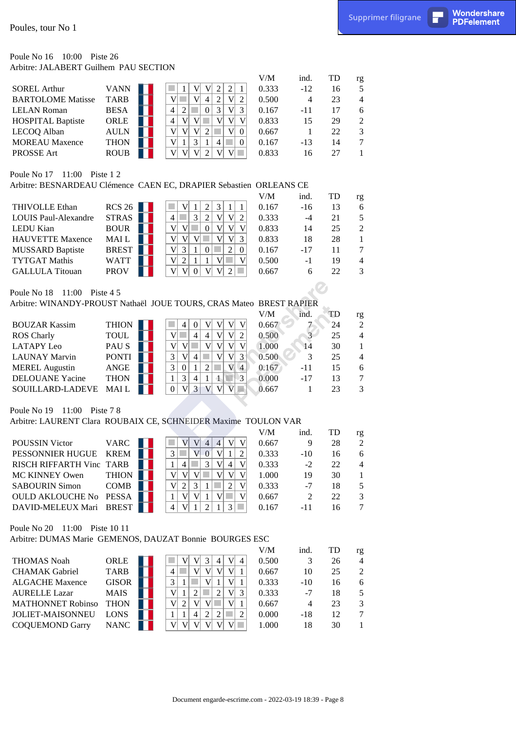Poules, tour No 1

Poule No 16 10:00 Piste 26
Arbitre: JALABERT Guilhem PAU SECTION

| Nom | Club | | 1 | 2 | 3 | 4 | 5 | 6 | 7 | V/M | ind. | TD | rg |
|---|---|---|---|---|---|---|---|---|---|---|---|---|---|
| SOREL Arthur | VANN | | | 1 | V | V | 2 | 2 | 1 | 0.333 | -12 | 16 | 5 |
| BARTOLOME Matisse | TARB | | V | | V | 4 | 2 | V | 2 | 0.500 | 4 | 23 | 4 |
| LELAN Roman | BESA | | 4 | 2 | | 0 | 3 | V | 3 | 0.167 | -11 | 17 | 6 |
| HOSPITAL Baptiste | ORLE | | 4 | V | V | | V | V | V | 0.833 | 15 | 29 | 2 |
| LECOQ Alban | AULN | | V | V | V | 2 | | V | 0 | 0.667 | 1 | 22 | 3 |
| MOREAU Maxence | THON | | V | 1 | 3 | 1 | 4 | | 0 | 0.167 | -13 | 14 | 7 |
| PROSSE Art | ROUB | | V | V | V | 2 | V | V | | 0.833 | 16 | 27 | 1 |

Poule No 17 11:00 Piste 1 2
Arbitre: BESNARDEAU Clémence CAEN EC, DRAPIER Sebastien ORLEANS CE

| Nom | Club | | 1 | 2 | 3 | 4 | 5 | 6 | 7 | V/M | ind. | TD | rg |
|---|---|---|---|---|---|---|---|---|---|---|---|---|---|
| THIVOLLE Ethan | RCS 26 | | | V | 1 | 2 | 3 | 1 | 1 | 0.167 | -16 | 13 | 6 |
| LOUIS Paul-Alexandre | STRAS | | 4 | | 3 | 2 | V | V | 2 | 0.333 | -4 | 21 | 5 |
| LEDU Kian | BOUR | | V | V | | 0 | V | V | V | 0.833 | 14 | 25 | 2 |
| HAUVETTE Maxence | MAI L | | V | V | V | | V | V | 3 | 0.833 | 18 | 28 | 1 |
| MUSSARD Baptiste | BREST | | V | 3 | 1 | 0 | | 2 | 0 | 0.167 | -17 | 11 | 7 |
| TYTGAT Mathis | WATT | | V | 2 | 1 | 1 | V | | V | 0.500 | -1 | 19 | 4 |
| GALLULA Titouan | PROV | | V | V | 0 | V | V | 2 | | 0.667 | 6 | 22 | 3 |

Poule No 18 11:00 Piste 4 5
Arbitre: WINANDY-PROUST Nathaël JOUE TOURS, CRAS Mateo BREST RAPIER

| Nom | Club | | 1 | 2 | 3 | 4 | 5 | 6 | 7 | V/M | ind. | TD | rg |
|---|---|---|---|---|---|---|---|---|---|---|---|---|---|
| BOUZAR Kassim | THION | | | 4 | 0 | V | V | V | V | 0.667 | 7 | 24 | 2 |
| ROS Charly | TOUL | | V | | 4 | 4 | V | V | 2 | 0.500 | 3 | 25 | 4 |
| LATAPY Leo | PAU S | | V | V | | V | V | V | V | 1.000 | 14 | 30 | 1 |
| LAUNAY Marvin | PONTI | | 3 | V | 4 | | V | V | 3 | 0.500 | 3 | 25 | 4 |
| MEREL Augustin | ANGE | | 3 | 0 | 1 | 2 | | V | 4 | 0.167 | -11 | 15 | 6 |
| DELOUANE Yacine | THON | | 1 | 3 | 4 | 1 | 1 | | 3 | 0.000 | -17 | 13 | 7 |
| SOUILLARD-LADEVE | MAI L | | 0 | V | 3 | V | V | V | | 0.667 | 1 | 23 | 3 |

Poule No 19 11:00 Piste 7 8
Arbitre: LAURENT Clara ROUBAIX CE, SCHNEIDER Maxime TOULON VAR

| Nom | Club | | 1 | 2 | 3 | 4 | 5 | 6 | 7 | V/M | ind. | TD | rg |
|---|---|---|---|---|---|---|---|---|---|---|---|---|---|
| POUSSIN Victor | VARC | | | V | V | 4 | 4 | V | V | 0.667 | 9 | 28 | 2 |
| PESSONNIER HUGUE | KREM | | 3 | | V | 0 | V | 1 | 2 | 0.333 | -10 | 16 | 6 |
| RISCH RIFFARTH Vinc | TARB | | 1 | 4 | | 3 | V | 4 | V | 0.333 | -2 | 22 | 4 |
| MC KINNEY Owen | THION | | V | V | V | | V | V | V | 1.000 | 19 | 30 | 1 |
| SABOURIN Simon | COMB | | V | 2 | 3 | 1 | | 2 | V | 0.333 | -7 | 18 | 5 |
| OULD AKLOUCHE No | PESSA | | 1 | V | V | 1 | V | | V | 0.667 | 2 | 22 | 3 |
| DAVID-MELEUX Mari | BREST | | 4 | V | 1 | 2 | 1 | 3 | | 0.167 | -11 | 16 | 7 |

Poule No 20 11:00 Piste 10 11
Arbitre: DUMAS Marie GEMENOS, DAUZAT Bonnie BOURGES ESC

| Nom | Club | | 1 | 2 | 3 | 4 | 5 | 6 | 7 | V/M | ind. | TD | rg |
|---|---|---|---|---|---|---|---|---|---|---|---|---|---|
| THOMAS Noah | ORLE | | | V | V | 3 | 4 | V | 4 | 0.500 | 3 | 26 | 4 |
| CHAMAK Gabriel | TARB | | 4 | | V | V | V | V | 1 | 0.667 | 10 | 25 | 2 |
| ALGACHE Maxence | GISOR | | 3 | 1 | | V | 1 | V | 1 | 0.333 | -10 | 16 | 6 |
| AURELLE Lazar | MAIS | | V | 1 | 2 | | 2 | V | 3 | 0.333 | -7 | 18 | 5 |
| MATHONNET Robinso | THON | | V | 2 | V | V | | V | 1 | 0.667 | 4 | 23 | 3 |
| JOLIET-MAISONNEU | LONS | | 1 | 1 | 4 | 2 | 2 | | 2 | 0.000 | -18 | 12 | 7 |
| COQUEMOND Garry | NANC | | V | V | V | V | V | V | | 1.000 | 18 | 30 | 1 |

Document engarde-escrime.com - 2022-03-19 18:39 - Page 8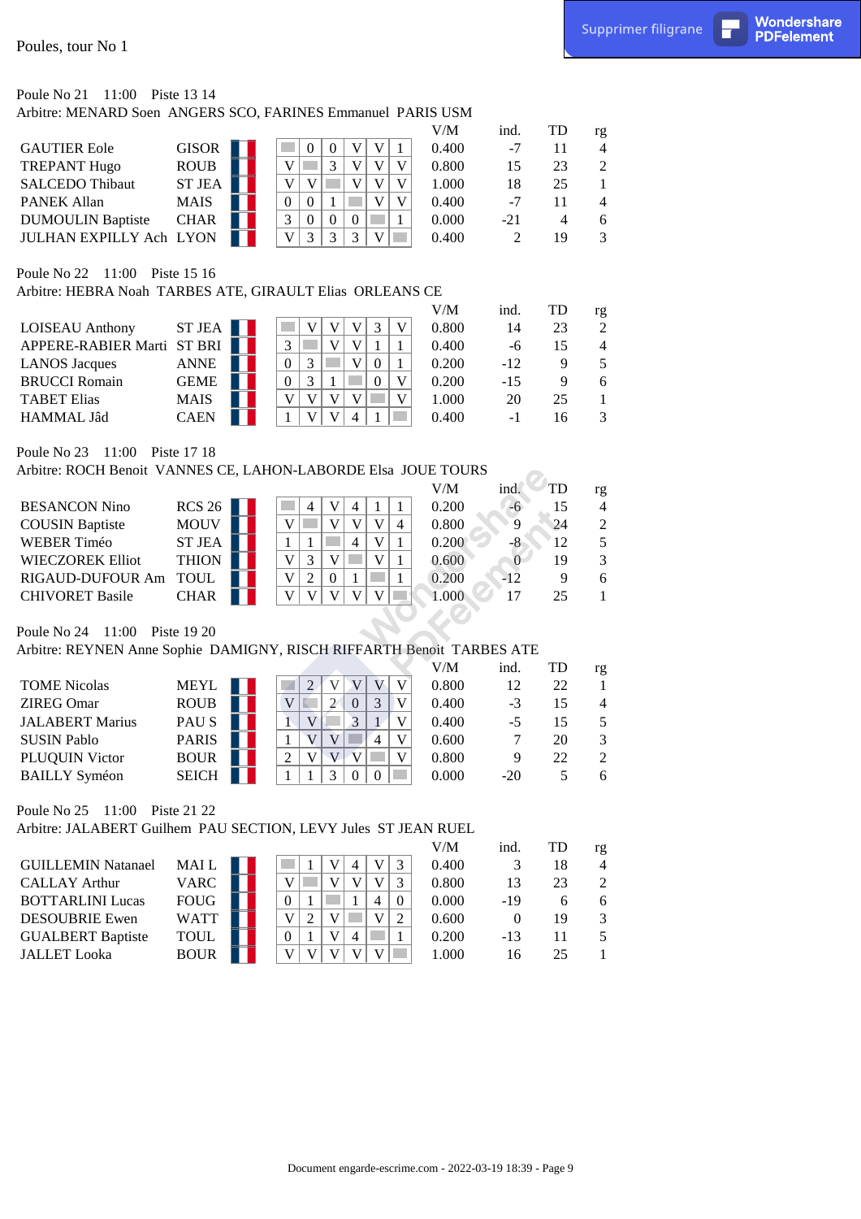Poules, tour No 1

Poule No 21 11:00 Piste 13 14
Arbitre: MENARD Soen ANGERS SCO, FARINES Emmanuel PARIS USM

| | | | | | | | | | V/M | ind. | TD | rg |
|---|---|---|---|---|---|---|---|---|---|---|---|---|
| GAUTIER Eole | GISOR | | 0 | 0 | V | V | 1 | | 0.400 | -7 | 11 | 4 |
| TREPANT Hugo | ROUB | V | | 3 | V | V | V | | 0.800 | 15 | 23 | 2 |
| SALCEDO Thibaut | ST JEA | V | V | | V | V | V | | 1.000 | 18 | 25 | 1 |
| PANEK Allan | MAIS | 0 | 0 | 1 | | V | V | | 0.400 | -7 | 11 | 4 |
| DUMOULIN Baptiste | CHAR | 3 | 0 | 0 | 0 | | 1 | | 0.000 | -21 | 4 | 6 |
| JULHAN EXPILLY Ach | LYON | V | 3 | 3 | 3 | V | | | 0.400 | 2 | 19 | 3 |

Poule No 22 11:00 Piste 15 16
Arbitre: HEBRA Noah TARBES ATE, GIRAULT Elias ORLEANS CE

| | | | | | | | | | V/M | ind. | TD | rg |
|---|---|---|---|---|---|---|---|---|---|---|---|---|
| LOISEAU Anthony | ST JEA | | V | V | V | 3 | V | | 0.800 | 14 | 23 | 2 |
| APPERE-RABIER Marti | ST BRI | 3 | | V | V | 1 | 1 | | 0.400 | -6 | 15 | 4 |
| LANOS Jacques | ANNE | 0 | 3 | | V | 0 | 1 | | 0.200 | -12 | 9 | 5 |
| BRUCCI Romain | GEME | 0 | 3 | 1 | | 0 | V | | 0.200 | -15 | 9 | 6 |
| TABET Elias | MAIS | V | V | V | V | | V | | 1.000 | 20 | 25 | 1 |
| HAMMAL Jâd | CAEN | 1 | V | V | 4 | 1 | | | 0.400 | -1 | 16 | 3 |

Poule No 23 11:00 Piste 17 18
Arbitre: ROCH Benoit VANNES CE, LAHON-LABORDE Elsa JOUE TOURS

| | | | | | | | | | V/M | ind. | TD | rg |
|---|---|---|---|---|---|---|---|---|---|---|---|---|
| BESANCON Nino | RCS 26 | | 4 | V | 4 | 1 | 1 | | 0.200 | -6 | 15 | 4 |
| COUSIN Baptiste | MOUV | V | | V | V | V | 4 | | 0.800 | 9 | 24 | 2 |
| WEBER Timéo | ST JEA | 1 | 1 | | 4 | V | 1 | | 0.200 | -8 | 12 | 5 |
| WIECZOREK Elliot | THION | V | 3 | V | | V | 1 | | 0.600 | 0 | 19 | 3 |
| RIGAUD-DUFOUR Am | TOUL | V | 2 | 0 | 1 | | 1 | | 0.200 | -12 | 9 | 6 |
| CHIVORET Basile | CHAR | V | V | V | V | V | | | 1.000 | 17 | 25 | 1 |

Poule No 24 11:00 Piste 19 20
Arbitre: REYNEN Anne Sophie DAMIGNY, RISCH RIFFARTH Benoit TARBES ATE

| | | | | | | | | | V/M | ind. | TD | rg |
|---|---|---|---|---|---|---|---|---|---|---|---|---|
| TOME Nicolas | MEYL | | 2 | V | V | V | V | | 0.800 | 12 | 22 | 1 |
| ZIREG Omar | ROUB | V | | 2 | 0 | 3 | V | | 0.400 | -3 | 15 | 4 |
| JALABERT Marius | PAU S | 1 | V | | 3 | 1 | V | | 0.400 | -5 | 15 | 5 |
| SUSIN Pablo | PARIS | 1 | V | V | | 4 | V | | 0.600 | 7 | 20 | 3 |
| PLUQUIN Victor | BOUR | 2 | V | V | V | | V | | 0.800 | 9 | 22 | 2 |
| BAILLY Syméon | SEICH | 1 | 1 | 3 | 0 | 0 | | | 0.000 | -20 | 5 | 6 |

Poule No 25 11:00 Piste 21 22
Arbitre: JALABERT Guilhem PAU SECTION, LEVY Jules ST JEAN RUEL

| | | | | | | | | | V/M | ind. | TD | rg |
|---|---|---|---|---|---|---|---|---|---|---|---|---|
| GUILLEMIN Natanael | MAI L | | 1 | V | 4 | V | 3 | | 0.400 | 3 | 18 | 4 |
| CALLAY Arthur | VARC | V | | V | V | V | 3 | | 0.800 | 13 | 23 | 2 |
| BOTTARLINI Lucas | FOUG | 0 | 1 | | 1 | 4 | 0 | | 0.000 | -19 | 6 | 6 |
| DESOUBRIE Ewen | WATT | V | 2 | V | | V | 2 | | 0.600 | 0 | 19 | 3 |
| GUALBERT Baptiste | TOUL | 0 | 1 | V | 4 | | 1 | | 0.200 | -13 | 11 | 5 |
| JALLET Looka | BOUR | V | V | V | V | V | | | 1.000 | 16 | 25 | 1 |

Document engarde-escrime.com - 2022-03-19 18:39 - Page 9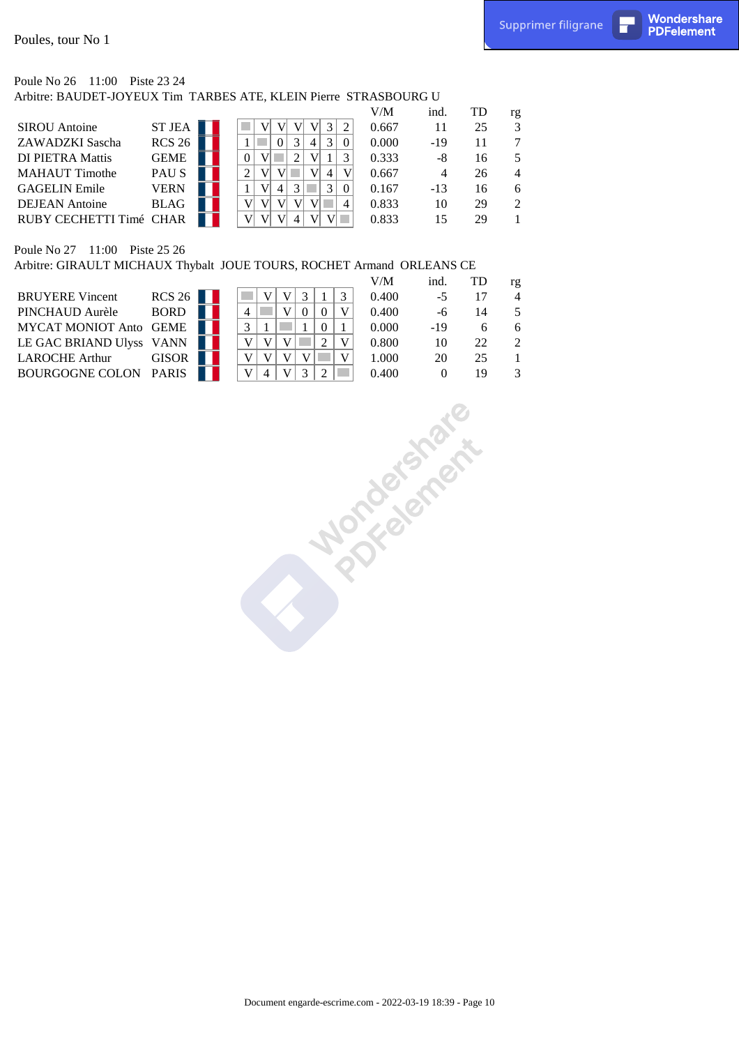Poules, tour No 1

Poule No 26    11:00    Piste 23 24
Arbitre: BAUDET-JOYEUX Tim  TARBES ATE, KLEIN Pierre  STRASBOURG U

| | | | 1 | 2 | 3 | 4 | 5 | 6 | 7 | V/M | ind. | TD | rg |
|---|---|---|---|---|---|---|---|---|---|---|---|---|---|
| SIROU Antoine | ST JEA | | | V | V | V | V | 3 | 2 | 0.667 | 11 | 25 | 3 |
| ZAWADZKI Sascha | RCS 26 | | 1 | | 0 | 3 | 4 | 3 | 0 | 0.000 | -19 | 11 | 7 |
| DI PIETRA Mattis | GEME | | 0 | V | | 2 | V | 1 | 3 | 0.333 | -8 | 16 | 5 |
| MAHAUT Timothe | PAU S | | 2 | V | V | | V | 4 | V | 0.667 | 4 | 26 | 4 |
| GAGELIN Emile | VERN | | 1 | V | 4 | 3 | | 3 | 0 | 0.167 | -13 | 16 | 6 |
| DEJEAN Antoine | BLAG | | V | V | V | V | V | | 4 | 0.833 | 10 | 29 | 2 |
| RUBY CECHETTI Timé | CHAR | | V | V | V | 4 | V | V | | 0.833 | 15 | 29 | 1 |

Poule No 27    11:00    Piste 25 26
Arbitre: GIRAULT MICHAUX Thybalt  JOUE TOURS, ROCHET Armand  ORLEANS CE

| | | | 1 | 2 | 3 | 4 | 5 | 6 | V/M | ind. | TD | rg |
|---|---|---|---|---|---|---|---|---|---|---|---|---|
| BRUYERE Vincent | RCS 26 | | | V | V | 3 | 1 | 3 | 0.400 | -5 | 17 | 4 |
| PINCHAUD Aurèle | BORD | | 4 | | V | 0 | 0 | V | 0.400 | -6 | 14 | 5 |
| MYCAT MONIOT Anto | GEME | | 3 | 1 | | 1 | 0 | 1 | 0.000 | -19 | 6 | 6 |
| LE GAC BRIAND Ulyss | VANN | | V | V | V | | 2 | V | 0.800 | 10 | 22 | 2 |
| LAROCHE Arthur | GISOR | | V | V | V | V | | V | 1.000 | 20 | 25 | 1 |
| BOURGOGNE COLON | PARIS | | V | 4 | V | 3 | 2 | | 0.400 | 0 | 19 | 3 |

Document engarde-escrime.com - 2022-03-19 18:39 - Page 10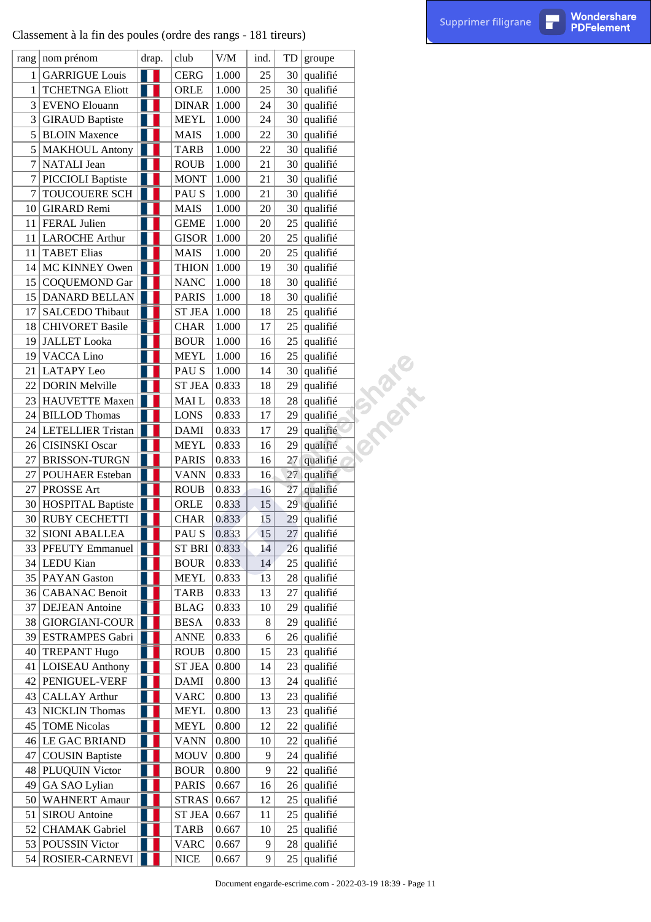Classement à la fin des poules (ordre des rangs - 181 tireurs)

| rang | nom prénom | drap. | club | V/M | ind. | TD | groupe |
|---|---|---|---|---|---|---|---|
| 1 | GARRIGUE Louis | | CERG | 1.000 | 25 | 30 | qualifié |
| 1 | TCHETNGA Eliott | | ORLE | 1.000 | 25 | 30 | qualifié |
| 3 | EVENO Elouann | | DINAR | 1.000 | 24 | 30 | qualifié |
| 3 | GIRAUD Baptiste | | MEYL | 1.000 | 24 | 30 | qualifié |
| 5 | BLOIN Maxence | | MAIS | 1.000 | 22 | 30 | qualifié |
| 5 | MAKHOUL Antony | | TARB | 1.000 | 22 | 30 | qualifié |
| 7 | NATALI Jean | | ROUB | 1.000 | 21 | 30 | qualifié |
| 7 | PICCIOLI Baptiste | | MONT | 1.000 | 21 | 30 | qualifié |
| 7 | TOUCOUERE SCH | | PAU S | 1.000 | 21 | 30 | qualifié |
| 10 | GIRARD Remi | | MAIS | 1.000 | 20 | 30 | qualifié |
| 11 | FERAL Julien | | GEME | 1.000 | 20 | 25 | qualifié |
| 11 | LAROCHE Arthur | | GISOR | 1.000 | 20 | 25 | qualifié |
| 11 | TABET Elias | | MAIS | 1.000 | 20 | 25 | qualifié |
| 14 | MC KINNEY Owen | | THION | 1.000 | 19 | 30 | qualifié |
| 15 | COQUEMOND Gar | | NANC | 1.000 | 18 | 30 | qualifié |
| 15 | DANARD BELLAN | | PARIS | 1.000 | 18 | 30 | qualifié |
| 17 | SALCEDO Thibaut | | ST JEA | 1.000 | 18 | 25 | qualifié |
| 18 | CHIVORET Basile | | CHAR | 1.000 | 17 | 25 | qualifié |
| 19 | JALLET Looka | | BOUR | 1.000 | 16 | 25 | qualifié |
| 19 | VACCA Lino | | MEYL | 1.000 | 16 | 25 | qualifié |
| 21 | LATAPY Leo | | PAU S | 1.000 | 14 | 30 | qualifié |
| 22 | DORIN Melville | | ST JEA | 0.833 | 18 | 29 | qualifié |
| 23 | HAUVETTE Maxen | | MAI L | 0.833 | 18 | 28 | qualifié |
| 24 | BILLOD Thomas | | LONS | 0.833 | 17 | 29 | qualifié |
| 24 | LETELLIER Tristan | | DAMI | 0.833 | 17 | 29 | qualifié |
| 26 | CISINSKI Oscar | | MEYL | 0.833 | 16 | 29 | qualifié |
| 27 | BRISSON-TURGN | | PARIS | 0.833 | 16 | 27 | qualifié |
| 27 | POUHAER Esteban | | VANN | 0.833 | 16 | 27 | qualifié |
| 27 | PROSSE Art | | ROUB | 0.833 | 16 | 27 | qualifié |
| 30 | HOSPITAL Baptiste | | ORLE | 0.833 | 15 | 29 | qualifié |
| 30 | RUBY CECHETTI | | CHAR | 0.833 | 15 | 29 | qualifié |
| 32 | SIONI ABALLEA | | PAU S | 0.833 | 15 | 27 | qualifié |
| 33 | PFEUTY Emmanuel | | ST BRI | 0.833 | 14 | 26 | qualifié |
| 34 | LEDU Kian | | BOUR | 0.833 | 14 | 25 | qualifié |
| 35 | PAYAN Gaston | | MEYL | 0.833 | 13 | 28 | qualifié |
| 36 | CABANAC Benoit | | TARB | 0.833 | 13 | 27 | qualifié |
| 37 | DEJEAN Antoine | | BLAG | 0.833 | 10 | 29 | qualifié |
| 38 | GIORGIANI-COUR | | BESA | 0.833 | 8 | 29 | qualifié |
| 39 | ESTRAMPES Gabri | | ANNE | 0.833 | 6 | 26 | qualifié |
| 40 | TREPANT Hugo | | ROUB | 0.800 | 15 | 23 | qualifié |
| 41 | LOISEAU Anthony | | ST JEA | 0.800 | 14 | 23 | qualifié |
| 42 | PENIGUEL-VERF | | DAMI | 0.800 | 13 | 24 | qualifié |
| 43 | CALLAY Arthur | | VARC | 0.800 | 13 | 23 | qualifié |
| 43 | NICKLIN Thomas | | MEYL | 0.800 | 13 | 23 | qualifié |
| 45 | TOME Nicolas | | MEYL | 0.800 | 12 | 22 | qualifié |
| 46 | LE GAC BRIAND | | VANN | 0.800 | 10 | 22 | qualifié |
| 47 | COUSIN Baptiste | | MOUV | 0.800 | 9 | 24 | qualifié |
| 48 | PLUQUIN Victor | | BOUR | 0.800 | 9 | 22 | qualifié |
| 49 | GA SAO Lylian | | PARIS | 0.667 | 16 | 26 | qualifié |
| 50 | WAHNERT Amaur | | STRAS | 0.667 | 12 | 25 | qualifié |
| 51 | SIROU Antoine | | ST JEA | 0.667 | 11 | 25 | qualifié |
| 52 | CHAMAK Gabriel | | TARB | 0.667 | 10 | 25 | qualifié |
| 53 | POUSSIN Victor | | VARC | 0.667 | 9 | 28 | qualifié |
| 54 | ROSIER-CARNEVI | | NICE | 0.667 | 9 | 25 | qualifié |

Document engarde-escrime.com - 2022-03-19 18:39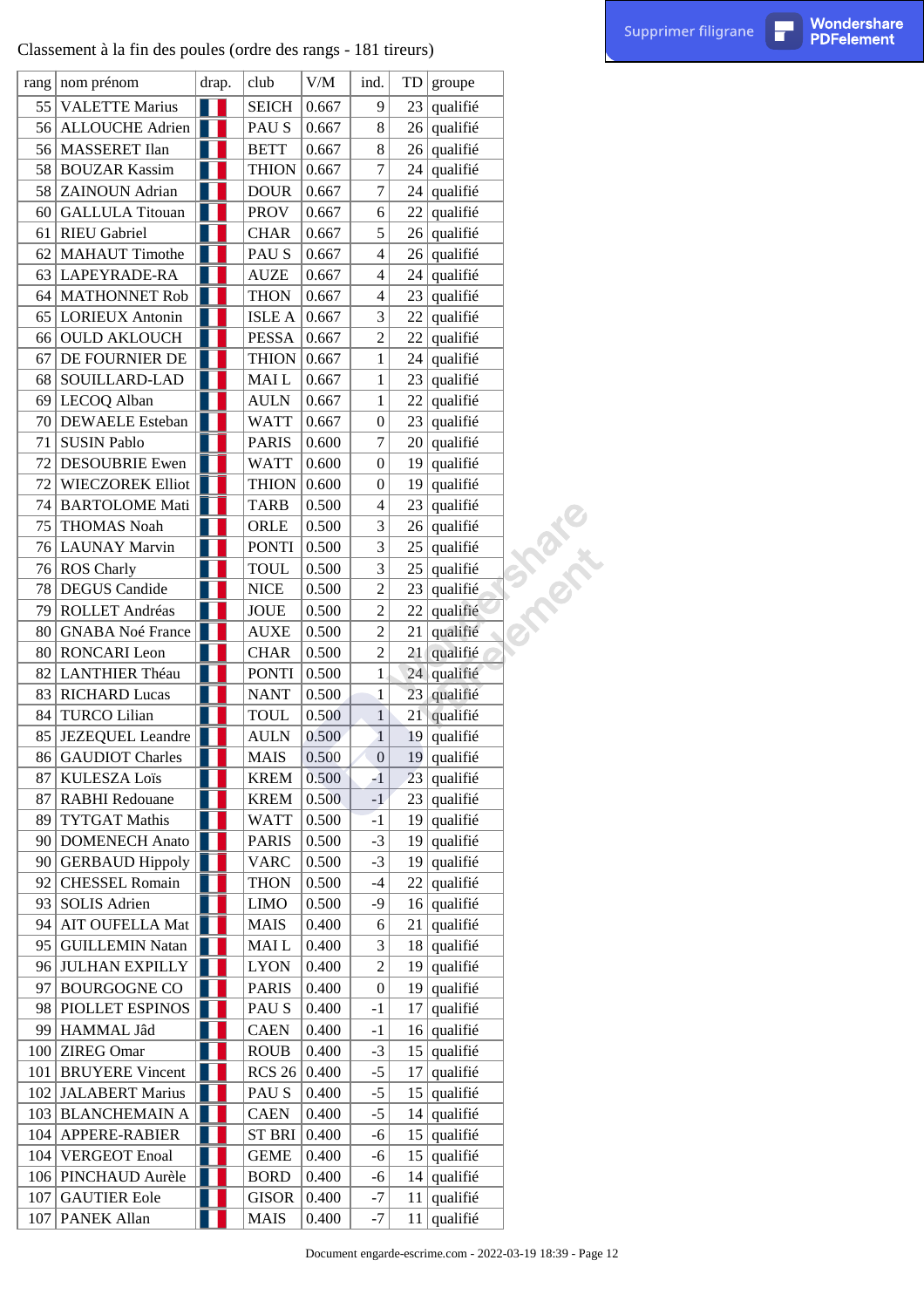Classement à la fin des poules (ordre des rangs - 181 tireurs)

| rang | nom prénom | drap. | club | V/M | ind. | TD | groupe |
|---|---|---|---|---|---|---|---|
| 55 | VALETTE Marius | | SEICH | 0.667 | 9 | 23 | qualifié |
| 56 | ALLOUCHE Adrien | | PAU S | 0.667 | 8 | 26 | qualifié |
| 56 | MASSERET Ilan | | BETT | 0.667 | 8 | 26 | qualifié |
| 58 | BOUZAR Kassim | | THION | 0.667 | 7 | 24 | qualifié |
| 58 | ZAINOUN Adrian | | DOUR | 0.667 | 7 | 24 | qualifié |
| 60 | GALLULA Titouan | | PROV | 0.667 | 6 | 22 | qualifié |
| 61 | RIEU Gabriel | | CHAR | 0.667 | 5 | 26 | qualifié |
| 62 | MAHAUT Timothe | | PAU S | 0.667 | 4 | 26 | qualifié |
| 63 | LAPEYRADE-RA | | AUZE | 0.667 | 4 | 24 | qualifié |
| 64 | MATHONNET Rob | | THON | 0.667 | 4 | 23 | qualifié |
| 65 | LORIEUX Antonin | | ISLE A | 0.667 | 3 | 22 | qualifié |
| 66 | OULD AKLOUCH | | PESSA | 0.667 | 2 | 22 | qualifié |
| 67 | DE FOURNIER DE | | THION | 0.667 | 1 | 24 | qualifié |
| 68 | SOUILLARD-LAD | | MAI L | 0.667 | 1 | 23 | qualifié |
| 69 | LECOQ Alban | | AULN | 0.667 | 1 | 22 | qualifié |
| 70 | DEWAELE Esteban | | WATT | 0.667 | 0 | 23 | qualifié |
| 71 | SUSIN Pablo | | PARIS | 0.600 | 7 | 20 | qualifié |
| 72 | DESOUBRIE Ewen | | WATT | 0.600 | 0 | 19 | qualifié |
| 72 | WIECZOREK Elliot | | THION | 0.600 | 0 | 19 | qualifié |
| 74 | BARTOLOME Mati | | TARB | 0.500 | 4 | 23 | qualifié |
| 75 | THOMAS Noah | | ORLE | 0.500 | 3 | 26 | qualifié |
| 76 | LAUNAY Marvin | | PONTI | 0.500 | 3 | 25 | qualifié |
| 76 | ROS Charly | | TOUL | 0.500 | 3 | 25 | qualifié |
| 78 | DEGUS Candide | | NICE | 0.500 | 2 | 23 | qualifié |
| 79 | ROLLET Andréas | | JOUE | 0.500 | 2 | 22 | qualifié |
| 80 | GNABA Noé France | | AUXE | 0.500 | 2 | 21 | qualifié |
| 80 | RONCARI Leon | | CHAR | 0.500 | 2 | 21 | qualifié |
| 82 | LANTHIER Théau | | PONTI | 0.500 | 1 | 24 | qualifié |
| 83 | RICHARD Lucas | | NANT | 0.500 | 1 | 23 | qualifié |
| 84 | TURCO Lilian | | TOUL | 0.500 | 1 | 21 | qualifié |
| 85 | JEZEQUEL Leandre | | AULN | 0.500 | 1 | 19 | qualifié |
| 86 | GAUDIOT Charles | | MAIS | 0.500 | 0 | 19 | qualifié |
| 87 | KULESZA Loïs | | KREM | 0.500 | -1 | 23 | qualifié |
| 87 | RABHI Redouane | | KREM | 0.500 | -1 | 23 | qualifié |
| 89 | TYTGAT Mathis | | WATT | 0.500 | -1 | 19 | qualifié |
| 90 | DOMENECH Anato | | PARIS | 0.500 | -3 | 19 | qualifié |
| 90 | GERBAUD Hippoly | | VARC | 0.500 | -3 | 19 | qualifié |
| 92 | CHESSEL Romain | | THON | 0.500 | -4 | 22 | qualifié |
| 93 | SOLIS Adrien | | LIMO | 0.500 | -9 | 16 | qualifié |
| 94 | AIT OUFELLA Mat | | MAIS | 0.400 | 6 | 21 | qualifié |
| 95 | GUILLEMIN Natan | | MAI L | 0.400 | 3 | 18 | qualifié |
| 96 | JULHAN EXPILLY | | LYON | 0.400 | 2 | 19 | qualifié |
| 97 | BOURGOGNE CO | | PARIS | 0.400 | 0 | 19 | qualifié |
| 98 | PIOLLET ESPINOS | | PAU S | 0.400 | -1 | 17 | qualifié |
| 99 | HAMMAL Jâd | | CAEN | 0.400 | -1 | 16 | qualifié |
| 100 | ZIREG Omar | | ROUB | 0.400 | -3 | 15 | qualifié |
| 101 | BRUYERE Vincent | | RCS 26 | 0.400 | -5 | 17 | qualifié |
| 102 | JALABERT Marius | | PAU S | 0.400 | -5 | 15 | qualifié |
| 103 | BLANCHEMAIN A | | CAEN | 0.400 | -5 | 14 | qualifié |
| 104 | APPERE-RABIER | | ST BRI | 0.400 | -6 | 15 | qualifié |
| 104 | VERGEOT Enoal | | GEME | 0.400 | -6 | 15 | qualifié |
| 106 | PINCHAUD Aurèle | | BORD | 0.400 | -6 | 14 | qualifié |
| 107 | GAUTIER Eole | | GISOR | 0.400 | -7 | 11 | qualifié |
| 107 | PANEK Allan | | MAIS | 0.400 | -7 | 11 | qualifié |

Document engarde-escrime.com - 2022-03-19 18:39 - Page 12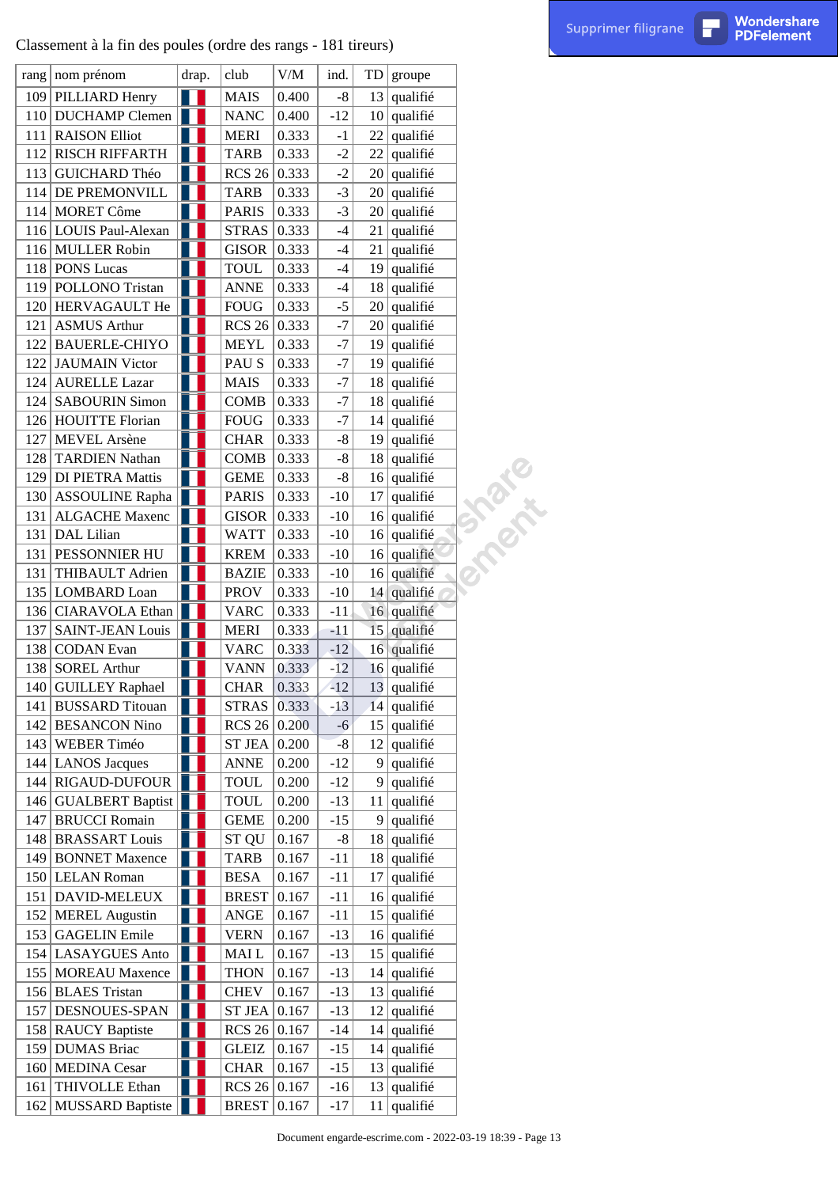Classement à la fin des poules (ordre des rangs - 181 tireurs)

| rang | nom prénom | drap. | club | V/M | ind. | TD | groupe |
|---|---|---|---|---|---|---|---|
| 109 | PILLIARD Henry | | MAIS | 0.400 | -8 | 13 | qualifié |
| 110 | DUCHAMP Clemen | | NANC | 0.400 | -12 | 10 | qualifié |
| 111 | RAISON Elliot | | MERI | 0.333 | -1 | 22 | qualifié |
| 112 | RISCH RIFFARTH | | TARB | 0.333 | -2 | 22 | qualifié |
| 113 | GUICHARD Théo | | RCS 26 | 0.333 | -2 | 20 | qualifié |
| 114 | DE PREMONVILL | | TARB | 0.333 | -3 | 20 | qualifié |
| 114 | MORET Côme | | PARIS | 0.333 | -3 | 20 | qualifié |
| 116 | LOUIS Paul-Alexan | | STRAS | 0.333 | -4 | 21 | qualifié |
| 116 | MULLER Robin | | GISOR | 0.333 | -4 | 21 | qualifié |
| 118 | PONS Lucas | | TOUL | 0.333 | -4 | 19 | qualifié |
| 119 | POLLONO Tristan | | ANNE | 0.333 | -4 | 18 | qualifié |
| 120 | HERVAGAULT He | | FOUG | 0.333 | -5 | 20 | qualifié |
| 121 | ASMUS Arthur | | RCS 26 | 0.333 | -7 | 20 | qualifié |
| 122 | BAUERLE-CHIYO | | MEYL | 0.333 | -7 | 19 | qualifié |
| 122 | JAUMAIN Victor | | PAU S | 0.333 | -7 | 19 | qualifié |
| 124 | AURELLE Lazar | | MAIS | 0.333 | -7 | 18 | qualifié |
| 124 | SABOURIN Simon | | COMB | 0.333 | -7 | 18 | qualifié |
| 126 | HOUITTE Florian | | FOUG | 0.333 | -7 | 14 | qualifié |
| 127 | MEVEL Arsène | | CHAR | 0.333 | -8 | 19 | qualifié |
| 128 | TARDIEN Nathan | | COMB | 0.333 | -8 | 18 | qualifié |
| 129 | DI PIETRA Mattis | | GEME | 0.333 | -8 | 16 | qualifié |
| 130 | ASSOULINE Rapha | | PARIS | 0.333 | -10 | 17 | qualifié |
| 131 | ALGACHE Maxenc | | GISOR | 0.333 | -10 | 16 | qualifié |
| 131 | DAL Lilian | | WATT | 0.333 | -10 | 16 | qualifié |
| 131 | PESSONNIER HU | | KREM | 0.333 | -10 | 16 | qualifié |
| 131 | THIBAULT Adrien | | BAZIE | 0.333 | -10 | 16 | qualifié |
| 135 | LOMBARD Loan | | PROV | 0.333 | -10 | 14 | qualifié |
| 136 | CIARAVOLA Ethan | | VARC | 0.333 | -11 | 16 | qualifié |
| 137 | SAINT-JEAN Louis | | MERI | 0.333 | -11 | 15 | qualifié |
| 138 | CODAN Evan | | VARC | 0.333 | -12 | 16 | qualifié |
| 138 | SOREL Arthur | | VANN | 0.333 | -12 | 16 | qualifié |
| 140 | GUILLEY Raphael | | CHAR | 0.333 | -12 | 13 | qualifié |
| 141 | BUSSARD Titouan | | STRAS | 0.333 | -13 | 14 | qualifié |
| 142 | BESANCON Nino | | RCS 26 | 0.200 | -6 | 15 | qualifié |
| 143 | WEBER Timéo | | ST JEA | 0.200 | -8 | 12 | qualifié |
| 144 | LANOS Jacques | | ANNE | 0.200 | -12 | 9 | qualifié |
| 144 | RIGAUD-DUFOUR | | TOUL | 0.200 | -12 | 9 | qualifié |
| 146 | GUALBERT Baptist | | TOUL | 0.200 | -13 | 11 | qualifié |
| 147 | BRUCCI Romain | | GEME | 0.200 | -15 | 9 | qualifié |
| 148 | BRASSART Louis | | ST QU | 0.167 | -8 | 18 | qualifié |
| 149 | BONNET Maxence | | TARB | 0.167 | -11 | 18 | qualifié |
| 150 | LELAN Roman | | BESA | 0.167 | -11 | 17 | qualifié |
| 151 | DAVID-MELEUX | | BREST | 0.167 | -11 | 16 | qualifié |
| 152 | MEREL Augustin | | ANGE | 0.167 | -11 | 15 | qualifié |
| 153 | GAGELIN Emile | | VERN | 0.167 | -13 | 16 | qualifié |
| 154 | LASAYGUES Anto | | MAI L | 0.167 | -13 | 15 | qualifié |
| 155 | MOREAU Maxence | | THON | 0.167 | -13 | 14 | qualifié |
| 156 | BLAES Tristan | | CHEV | 0.167 | -13 | 13 | qualifié |
| 157 | DESNOUES-SPAN | | ST JEA | 0.167 | -13 | 12 | qualifié |
| 158 | RAUCY Baptiste | | RCS 26 | 0.167 | -14 | 14 | qualifié |
| 159 | DUMAS Briac | | GLEIZ | 0.167 | -15 | 14 | qualifié |
| 160 | MEDINA Cesar | | CHAR | 0.167 | -15 | 13 | qualifié |
| 161 | THIVOLLE Ethan | | RCS 26 | 0.167 | -16 | 13 | qualifié |
| 162 | MUSSARD Baptiste | | BREST | 0.167 | -17 | 11 | qualifié |

Document engarde-escrime.com - 2022-03-19 18:39 - Page 13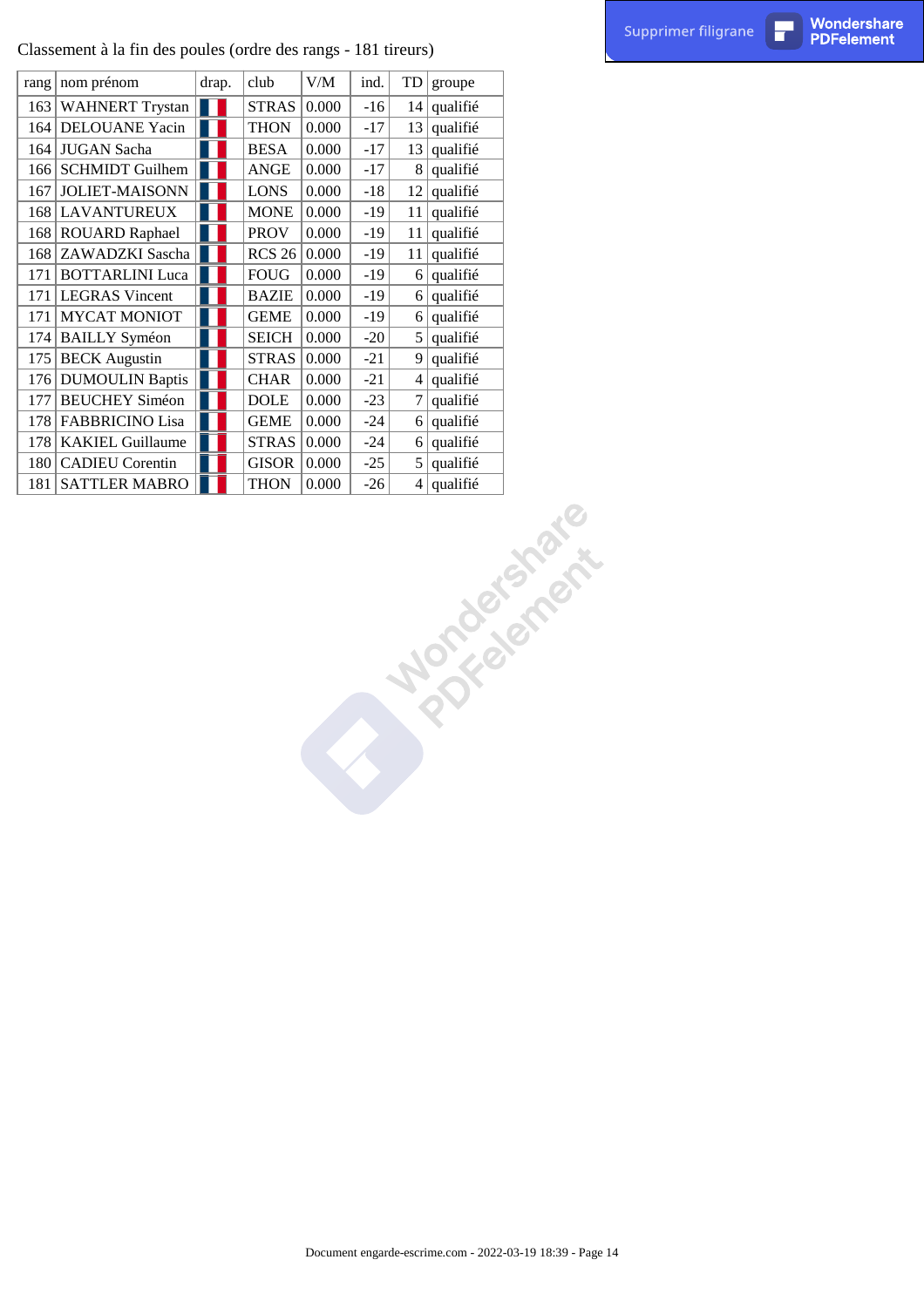Classement à la fin des poules (ordre des rangs - 181 tireurs)

| rang | nom prénom | drap. | club | V/M | ind. | TD | groupe |
|---|---|---|---|---|---|---|---|
| 163 | WAHNERT Trystan | | STRAS | 0.000 | -16 | 14 | qualifié |
| 164 | DELOUANE Yacin | | THON | 0.000 | -17 | 13 | qualifié |
| 164 | JUGAN Sacha | | BESA | 0.000 | -17 | 13 | qualifié |
| 166 | SCHMIDT Guilhem | | ANGE | 0.000 | -17 | 8 | qualifié |
| 167 | JOLIET-MAISONN | | LONS | 0.000 | -18 | 12 | qualifié |
| 168 | LAVANTUREUX | | MONE | 0.000 | -19 | 11 | qualifié |
| 168 | ROUARD Raphael | | PROV | 0.000 | -19 | 11 | qualifié |
| 168 | ZAWADZKI Sascha | | RCS 26 | 0.000 | -19 | 11 | qualifié |
| 171 | BOTTARLINI Luca | | FOUG | 0.000 | -19 | 6 | qualifié |
| 171 | LEGRAS Vincent | | BAZIE | 0.000 | -19 | 6 | qualifié |
| 171 | MYCAT MONIOT | | GEME | 0.000 | -19 | 6 | qualifié |
| 174 | BAILLY Syméon | | SEICH | 0.000 | -20 | 5 | qualifié |
| 175 | BECK Augustin | | STRAS | 0.000 | -21 | 9 | qualifié |
| 176 | DUMOULIN Baptis | | CHAR | 0.000 | -21 | 4 | qualifié |
| 177 | BEUCHEY Siméon | | DOLE | 0.000 | -23 | 7 | qualifié |
| 178 | FABBRICINO Lisa | | GEME | 0.000 | -24 | 6 | qualifié |
| 178 | KAKIEL Guillaume | | STRAS | 0.000 | -24 | 6 | qualifié |
| 180 | CADIEU Corentin | | GISOR | 0.000 | -25 | 5 | qualifié |
| 181 | SATTLER MABRO | | THON | 0.000 | -26 | 4 | qualifié |

Document engarde-escrime.com - 2022-03-19 18:39 - Page 14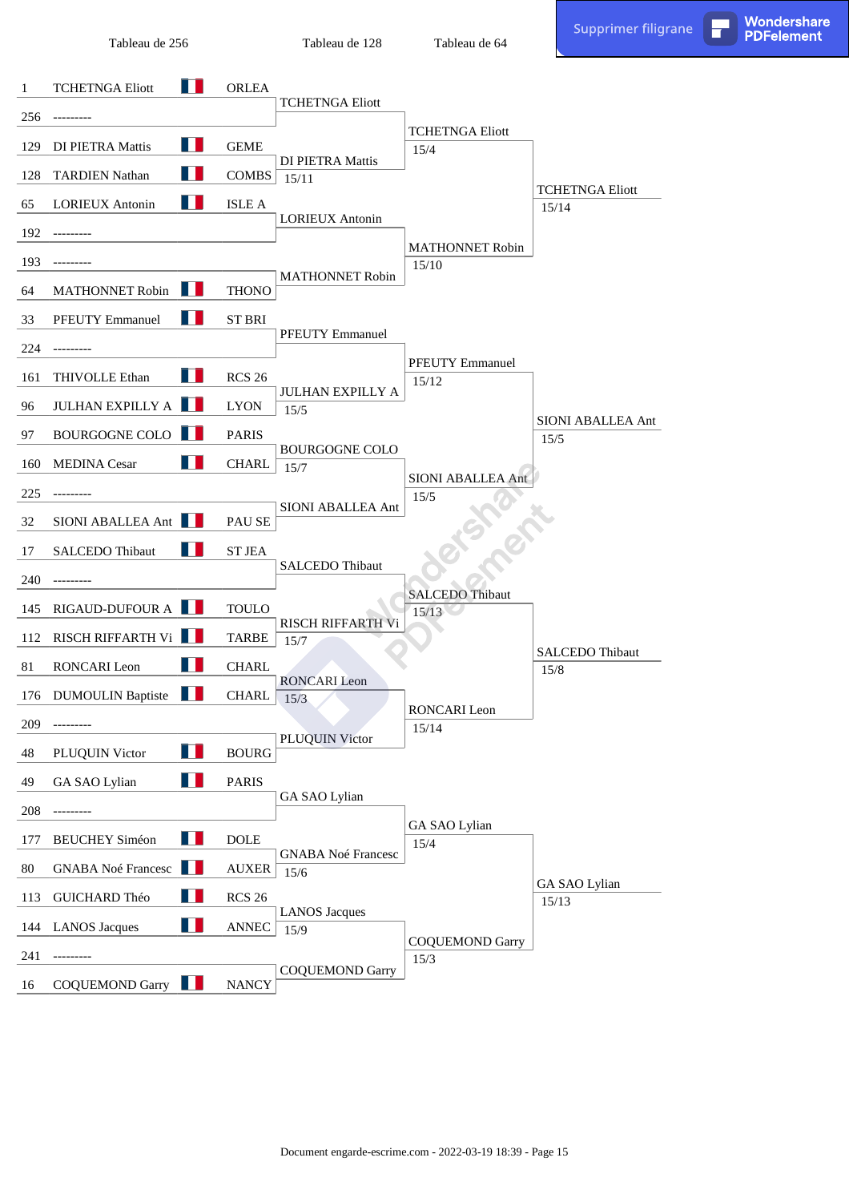| Tableau de 256 | | | Tableau de 128 | Tableau de 64 | |
|---|---|---|---|---|---|
| 1 | TCHETNGA Eliott | ORLEA | TCHETNGA Eliott | TCHETNGA Eliott 15/4 | TCHETNGA Eliott 15/14 |
| 256 | --------- | | | | |
| 129 | DI PIETRA Mattis | GEME | DI PIETRA Mattis 15/11 | | |
| 128 | TARDIEN Nathan | COMBS | | | |
| 65 | LORIEUX Antonin | ISLE A | LORIEUX Antonin | MATHONNET Robin 15/10 | |
| 192 | --------- | | | | |
| 193 | --------- | | MATHONNET Robin | | |
| 64 | MATHONNET Robin | THONO | | | |
| 33 | PFEUTY Emmanuel | ST BRI | PFEUTY Emmanuel | PFEUTY Emmanuel 15/12 | SIONI ABALLEA Ant 15/5 |
| 224 | --------- | | | | |
| 161 | THIVOLLE Ethan | RCS 26 | JULHAN EXPILLY A 15/5 | | |
| 96 | JULHAN EXPILLY A | LYON | | | |
| 97 | BOURGOGNE COLO | PARIS | BOURGOGNE COLO 15/7 | SIONI ABALLEA Ant 15/5 | |
| 160 | MEDINA Cesar | CHARL | | | |
| 225 | --------- | | SIONI ABALLEA Ant | | |
| 32 | SIONI ABALLEA Ant | PAU SE | | | |
| 17 | SALCEDO Thibaut | ST JEA | SALCEDO Thibaut | SALCEDO Thibaut 15/13 | SALCEDO Thibaut 15/8 |
| 240 | --------- | | | | |
| 145 | RIGAUD-DUFOUR A | TOULO | RISCH RIFFARTH Vi 15/7 | | |
| 112 | RISCH RIFFARTH Vi | TARBE | | | |
| 81 | RONCARI Leon | CHARL | RONCARI Leon 15/3 | RONCARI Leon 15/14 | |
| 176 | DUMOULIN Baptiste | CHARL | | | |
| 209 | --------- | | PLUQUIN Victor | | |
| 48 | PLUQUIN Victor | BOURG | | | |
| 49 | GA SAO Lylian | PARIS | GA SAO Lylian | GA SAO Lylian 15/4 | GA SAO Lylian 15/13 |
| 208 | --------- | | | | |
| 177 | BEUCHEY Siméon | DOLE | GNABA Noé Francesc 15/6 | | |
| 80 | GNABA Noé Francesc | AUXER | | | |
| 113 | GUICHARD Théo | RCS 26 | LANOS Jacques 15/9 | COQUEMOND Garry 15/3 | |
| 144 | LANOS Jacques | ANNEC | | | |
| 241 | --------- | | COQUEMOND Garry | | |
| 16 | COQUEMOND Garry | NANCY | | | |

Document engarde-escrime.com - 2022-03-19 18:39 - Page 15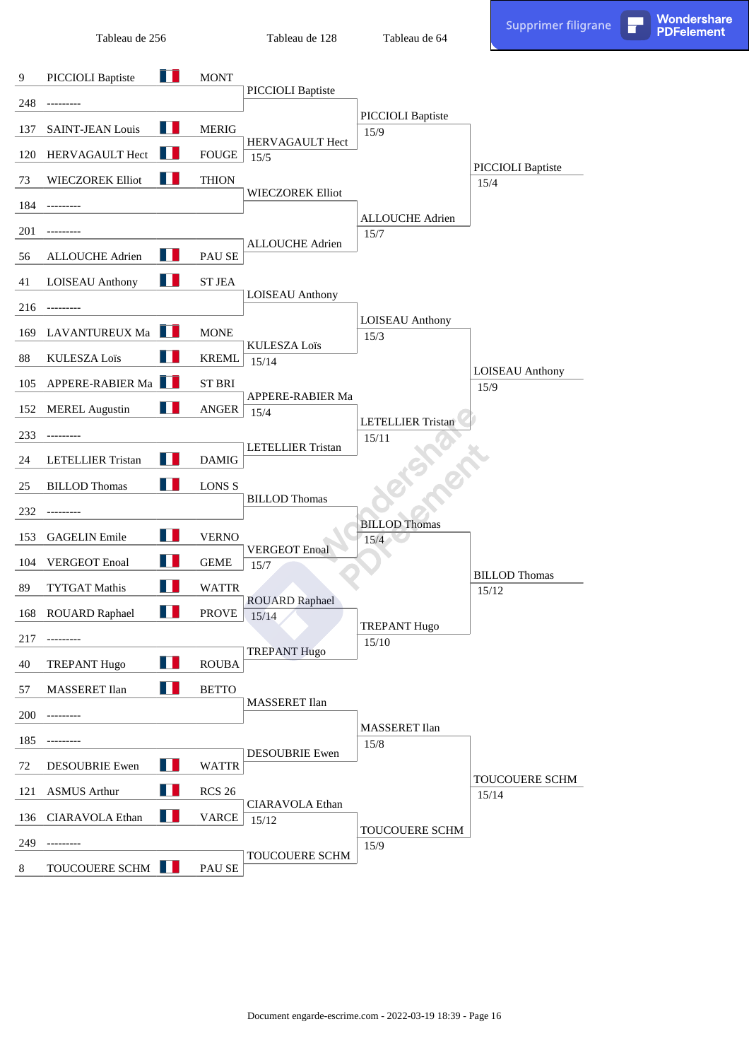| Tableau de 256 | | | Tableau de 128 | Tableau de 64 | |
|---|---|---|---|---|---|
| 9 | PICCIOLI Baptiste | MONT | PICCIOLI Baptiste | PICCIOLI Baptiste 15/9 | PICCIOLI Baptiste 15/4 |
| 248 | --------- | | | | |
| 137 | SAINT-JEAN Louis | MERIG | HERVAGAULT Hect 15/5 | | |
| 120 | HERVAGAULT Hect | FOUGE | | | |
| 73 | WIECZOREK Elliot | THION | WIECZOREK Elliot | ALLOUCHE Adrien 15/7 | |
| 184 | --------- | | | | |
| 201 | --------- | | ALLOUCHE Adrien | | |
| 56 | ALLOUCHE Adrien | PAU SE | | | |
| 41 | LOISEAU Anthony | ST JEA | LOISEAU Anthony | LOISEAU Anthony 15/3 | LOISEAU Anthony 15/9 |
| 216 | --------- | | | | |
| 169 | LAVANTUREUX Ma | MONE | KULESZA Loïs 15/14 | | |
| 88 | KULESZA Loïs | KREML | | | |
| 105 | APPERE-RABIER Ma | ST BRI | APPERE-RABIER Ma 15/4 | LETELLIER Tristan 15/11 | |
| 152 | MEREL Augustin | ANGER | | | |
| 233 | --------- | | LETELLIER Tristan | | |
| 24 | LETELLIER Tristan | DAMIG | | | |
| 25 | BILLOD Thomas | LONS S | BILLOD Thomas | BILLOD Thomas 15/4 | BILLOD Thomas 15/12 |
| 232 | --------- | | | | |
| 153 | GAGELIN Emile | VERNO | VERGEOT Enoal 15/7 | | |
| 104 | VERGEOT Enoal | GEME | | | |
| 89 | TYTGAT Mathis | WATTR | ROUARD Raphael 15/14 | TREPANT Hugo 15/10 | |
| 168 | ROUARD Raphael | PROVE | | | |
| 217 | --------- | | TREPANT Hugo | | |
| 40 | TREPANT Hugo | ROUBA | | | |
| 57 | MASSERET Ilan | BETTO | MASSERET Ilan | MASSERET Ilan 15/8 | TOUCOUERE SCHM 15/14 |
| 200 | --------- | | | | |
| 185 | --------- | | DESOUBRIE Ewen | | |
| 72 | DESOUBRIE Ewen | WATTR | | | |
| 121 | ASMUS Arthur | RCS 26 | CIARAVOLA Ethan 15/12 | TOUCOUERE SCHM 15/9 | |
| 136 | CIARAVOLA Ethan | VARCE | | | |
| 249 | --------- | | TOUCOUERE SCHM | | |
| 8 | TOUCOUERE SCHM | PAU SE | | | |

Document engarde-escrime.com - 2022-03-19 18:39 - Page 16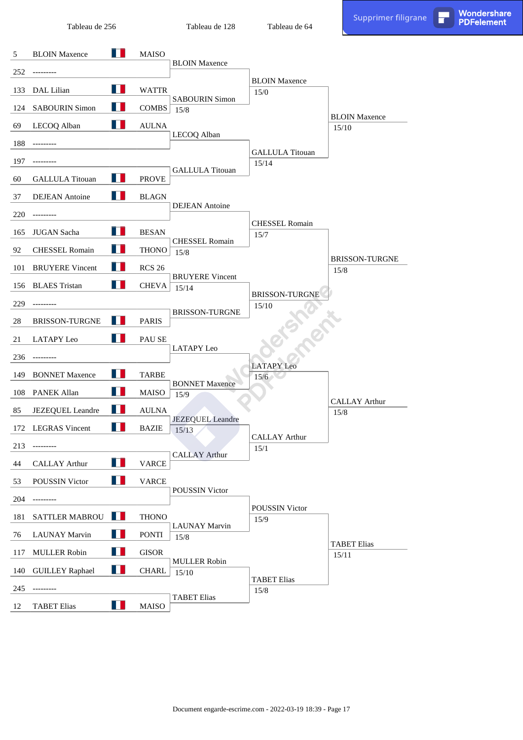| Tableau de 256 | | | | Tableau de 128 | Tableau de 64 | |
|---|---|---|---|---|---|---|
| 5 | BLOIN Maxence | | MAISO | BLOIN Maxence | BLOIN Maxence 15/0 | BLOIN Maxence 15/10 |
| 252 | --------- | | | | | |
| 133 | DAL Lilian | | WATTR | SABOURIN Simon 15/8 | | |
| 124 | SABOURIN Simon | | COMBS | | | |
| 69 | LECOQ Alban | | AULNA | LECOQ Alban | GALLULA Titouan 15/14 | |
| 188 | --------- | | | | | |
| 197 | --------- | | | GALLULA Titouan | | |
| 60 | GALLULA Titouan | | PROVE | | | |
| 37 | DEJEAN Antoine | | BLAGN | DEJEAN Antoine | CHESSEL Romain 15/7 | BRISSON-TURGNE 15/8 |
| 220 | --------- | | | | | |
| 165 | JUGAN Sacha | | BESAN | CHESSEL Romain 15/8 | | |
| 92 | CHESSEL Romain | | THONO | | | |
| 101 | BRUYERE Vincent | | RCS 26 | BRUYERE Vincent 15/14 | BRISSON-TURGNE 15/10 | |
| 156 | BLAES Tristan | | CHEVA | | | |
| 229 | --------- | | | BRISSON-TURGNE | | |
| 28 | BRISSON-TURGNE | | PARIS | | | |
| 21 | LATAPY Leo | | PAU SE | LATAPY Leo | LATAPY Leo 15/6 | CALLAY Arthur 15/8 |
| 236 | --------- | | | | | |
| 149 | BONNET Maxence | | TARBE | BONNET Maxence 15/9 | | |
| 108 | PANEK Allan | | MAISO | | | |
| 85 | JEZEQUEL Leandre | | AULNA | JEZEQUEL Leandre 15/13 | CALLAY Arthur 15/1 | |
| 172 | LEGRAS Vincent | | BAZIE | | | |
| 213 | --------- | | | CALLAY Arthur | | |
| 44 | CALLAY Arthur | | VARCE | | | |
| 53 | POUSSIN Victor | | VARCE | POUSSIN Victor | POUSSIN Victor 15/9 | TABET Elias 15/11 |
| 204 | --------- | | | | | |
| 181 | SATTLER MABROU | | THONO | LAUNAY Marvin 15/8 | | |
| 76 | LAUNAY Marvin | | PONTI | | | |
| 117 | MULLER Robin | | GISOR | MULLER Robin 15/10 | TABET Elias 15/8 | |
| 140 | GUILLEY Raphael | | CHARL | | | |
| 245 | --------- | | | TABET Elias | | |
| 12 | TABET Elias | | MAISO | | | |

Document engarde-escrime.com - 2022-03-19 18:39 - Page 17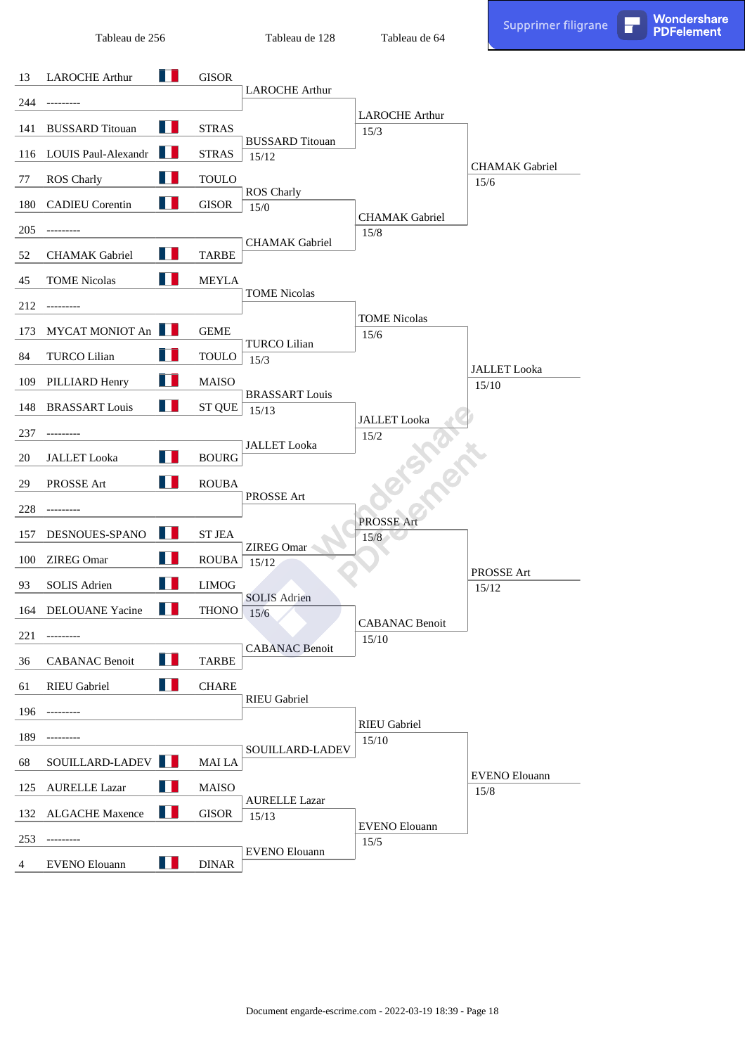| Tableau de 256 | | | | Tableau de 128 | Tableau de 64 | |
|---|---|---|---|---|---|---|
| 13 | LAROCHE Arthur | | GISOR | LAROCHE Arthur | LAROCHE Arthur 15/3 | CHAMAK Gabriel 15/6 |
| 244 | --------- | | | | | |
| 141 | BUSSARD Titouan | | STRAS | BUSSARD Titouan 15/12 | | |
| 116 | LOUIS Paul-Alexandr | | STRAS | | | |
| 77 | ROS Charly | | TOULO | ROS Charly 15/0 | CHAMAK Gabriel 15/8 | |
| 180 | CADIEU Corentin | | GISOR | | | |
| 205 | --------- | | | CHAMAK Gabriel | | |
| 52 | CHAMAK Gabriel | | TARBE | | | |
| 45 | TOME Nicolas | | MEYLA | TOME Nicolas | TOME Nicolas 15/6 | JALLET Looka 15/10 |
| 212 | --------- | | | | | |
| 173 | MYCAT MONIOT An | | GEME | TURCO Lilian 15/3 | | |
| 84 | TURCO Lilian | | TOULO | | | |
| 109 | PILLIARD Henry | | MAISO | BRASSART Louis 15/13 | JALLET Looka 15/2 | |
| 148 | BRASSART Louis | | ST QUE | | | |
| 237 | --------- | | | JALLET Looka | | |
| 20 | JALLET Looka | | BOURG | | | |
| 29 | PROSSE Art | | ROUBA | PROSSE Art | PROSSE Art 15/8 | PROSSE Art 15/12 |
| 228 | --------- | | | | | |
| 157 | DESNOUES-SPANO | | ST JEA | ZIREG Omar 15/12 | | |
| 100 | ZIREG Omar | | ROUBA | | | |
| 93 | SOLIS Adrien | | LIMOG | SOLIS Adrien 15/6 | CABANAC Benoit 15/10 | |
| 164 | DELOUANE Yacine | | THONO | | | |
| 221 | --------- | | | CABANAC Benoit | | |
| 36 | CABANAC Benoit | | TARBE | | | |
| 61 | RIEU Gabriel | | CHARE | RIEU Gabriel | RIEU Gabriel 15/10 | EVENO Elouann 15/8 |
| 196 | --------- | | | | | |
| 189 | --------- | | | SOUILLARD-LADEV | | |
| 68 | SOUILLARD-LADEV | | MAI LA | | | |
| 125 | AURELLE Lazar | | MAISO | AURELLE Lazar 15/13 | EVENO Elouann 15/5 | |
| 132 | ALGACHE Maxence | | GISOR | | | |
| 253 | --------- | | | EVENO Elouann | | |
| 4 | EVENO Elouann | | DINAR | | | |

Document engarde-escrime.com - 2022-03-19 18:39 - Page 18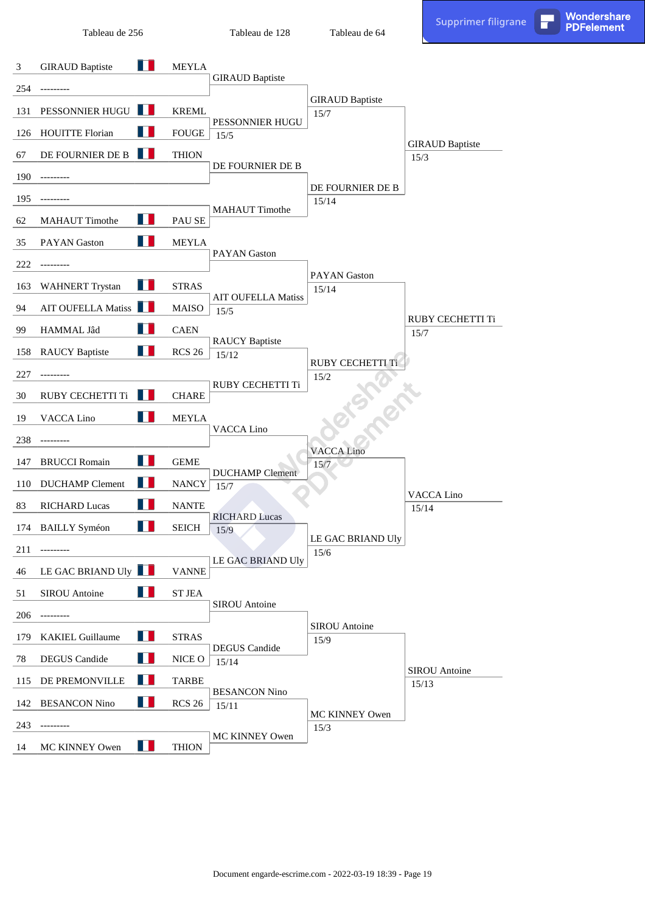| Tableau de 256 | | | Tableau de 128 | Tableau de 64 | |
|---|---|---|---|---|---|
| 3 | GIRAUD Baptiste | MEYLA | GIRAUD Baptiste | GIRAUD Baptiste 15/7 | GIRAUD Baptiste 15/3 |
| 254 | --------- | | | | |
| 131 | PESSONNIER HUGU | KREML | PESSONNIER HUGU 15/5 | | |
| 126 | HOUITTE Florian | FOUGE | | | |
| 67 | DE FOURNIER DE B | THION | DE FOURNIER DE B | DE FOURNIER DE B 15/14 | |
| 190 | --------- | | | | |
| 195 | --------- | | MAHAUT Timothe | | |
| 62 | MAHAUT Timothe | PAU SE | | | |
| 35 | PAYAN Gaston | MEYLA | PAYAN Gaston | PAYAN Gaston 15/14 | RUBY CECHETTI Ti 15/7 |
| 222 | --------- | | | | |
| 163 | WAHNERT Trystan | STRAS | AIT OUFELLA Matiss 15/5 | | |
| 94 | AIT OUFELLA Matiss | MAISO | | | |
| 99 | HAMMAL Jâd | CAEN | RAUCY Baptiste 15/12 | RUBY CECHETTI Ti 15/2 | |
| 158 | RAUCY Baptiste | RCS 26 | | | |
| 227 | --------- | | RUBY CECHETTI Ti | | |
| 30 | RUBY CECHETTI Ti | CHARE | | | |
| 19 | VACCA Lino | MEYLA | VACCA Lino | VACCA Lino 15/7 | VACCA Lino 15/14 |
| 238 | --------- | | | | |
| 147 | BRUCCI Romain | GEME | DUCHAMP Clement 15/7 | | |
| 110 | DUCHAMP Clement | NANCY | | | |
| 83 | RICHARD Lucas | NANTE | RICHARD Lucas 15/9 | LE GAC BRIAND Uly 15/6 | |
| 174 | BAILLY Syméon | SEICH | | | |
| 211 | --------- | | LE GAC BRIAND Uly | | |
| 46 | LE GAC BRIAND Uly | VANNE | | | |
| 51 | SIROU Antoine | ST JEA | SIROU Antoine | SIROU Antoine 15/9 | SIROU Antoine 15/13 |
| 206 | --------- | | | | |
| 179 | KAKIEL Guillaume | STRAS | DEGUS Candide 15/14 | | |
| 78 | DEGUS Candide | NICE O | | | |
| 115 | DE PREMONVILLE | TARBE | BESANCON Nino 15/11 | MC KINNEY Owen 15/3 | |
| 142 | BESANCON Nino | RCS 26 | | | |
| 243 | --------- | | MC KINNEY Owen | | |
| 14 | MC KINNEY Owen | THION | | | |

Document engarde-escrime.com - 2022-03-19 18:39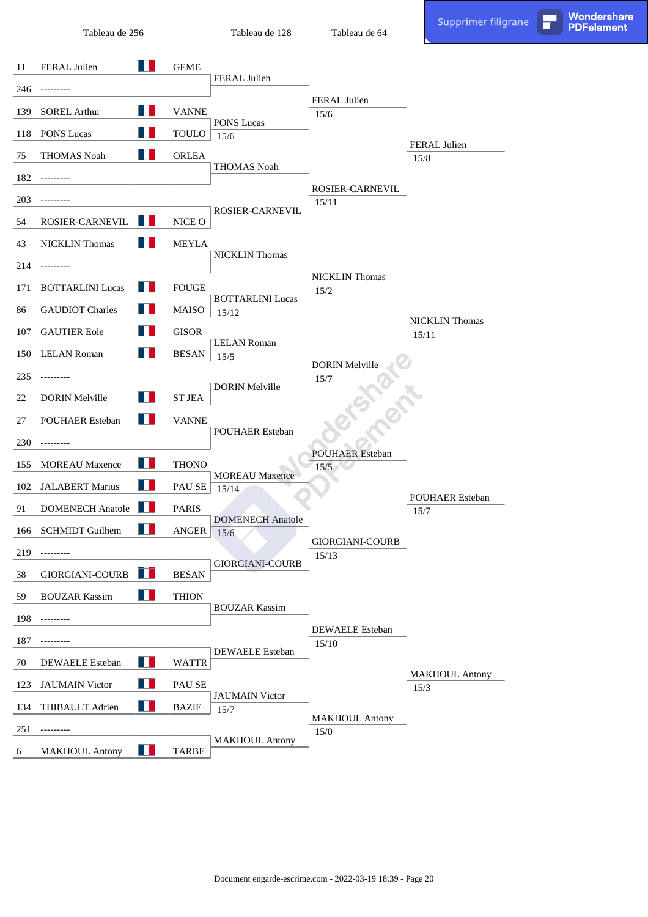| Tableau de 256 | | | Tableau de 128 | Tableau de 64 | |
|---|---|---|---|---|---|
| 11 | FERAL Julien | GEME | FERAL Julien | FERAL Julien 15/6 | FERAL Julien 15/8 |
| 246 | --------- | | | | |
| 139 | SOREL Arthur | VANNE | PONS Lucas 15/6 | | |
| 118 | PONS Lucas | TOULO | | | |
| 75 | THOMAS Noah | ORLEA | THOMAS Noah | ROSIER-CARNEVIL 15/11 | |
| 182 | --------- | | | | |
| 203 | --------- | | ROSIER-CARNEVIL | | |
| 54 | ROSIER-CARNEVIL | NICE O | | | |
| 43 | NICKLIN Thomas | MEYLA | NICKLIN Thomas | NICKLIN Thomas 15/2 | NICKLIN Thomas 15/11 |
| 214 | --------- | | | | |
| 171 | BOTTARLINI Lucas | FOUGE | BOTTARLINI Lucas 15/12 | | |
| 86 | GAUDIOT Charles | MAISO | | | |
| 107 | GAUTIER Eole | GISOR | LELAN Roman 15/5 | DORIN Melville 15/7 | |
| 150 | LELAN Roman | BESAN | | | |
| 235 | --------- | | DORIN Melville | | |
| 22 | DORIN Melville | ST JEA | | | |
| 27 | POUHAER Esteban | VANNE | POUHAER Esteban | POUHAER Esteban 15/5 | POUHAER Esteban 15/7 |
| 230 | --------- | | | | |
| 155 | MOREAU Maxence | THONO | MOREAU Maxence 15/14 | | |
| 102 | JALABERT Marius | PAU SE | | | |
| 91 | DOMENECH Anatole | PARIS | DOMENECH Anatole 15/6 | GIORGIANI-COURB 15/13 | |
| 166 | SCHMIDT Guilhem | ANGER | | | |
| 219 | --------- | | GIORGIANI-COURB | | |
| 38 | GIORGIANI-COURB | BESAN | | | |
| 59 | BOUZAR Kassim | THION | BOUZAR Kassim | DEWAELE Esteban 15/10 | MAKHOUL Antony 15/3 |
| 198 | --------- | | | | |
| 187 | --------- | | DEWAELE Esteban | | |
| 70 | DEWAELE Esteban | WATTR | | | |
| 123 | JAUMAIN Victor | PAU SE | JAUMAIN Victor 15/7 | MAKHOUL Antony 15/0 | |
| 134 | THIBAULT Adrien | BAZIE | | | |
| 251 | --------- | | MAKHOUL Antony | | |
| 6 | MAKHOUL Antony | TARBE | | | |

Document engarde-escrime.com - 2022-03-19 18:39 - Page 20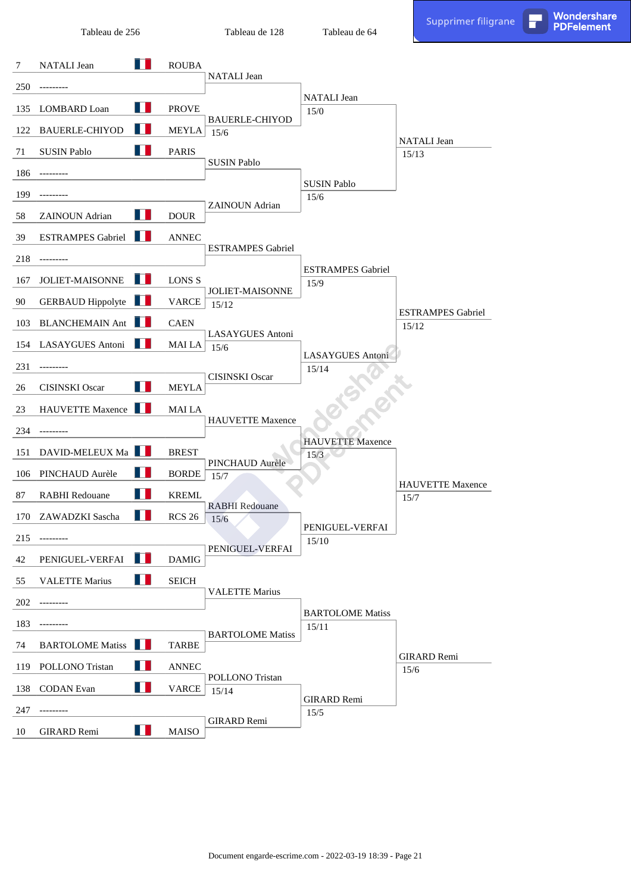| Tableau de 256 | | | | Tableau de 128 | Tableau de 64 | |
|---|---|---|---|---|---|---|
| 7 | NATALI Jean | | ROUBA | NATALI Jean | | |
| 250 | --------- | | | | NATALI Jean 15/0 | |
| 135 | LOMBARD Loan | | PROVE | BAUERLE-CHIYOD 15/6 | | |
| 122 | BAUERLE-CHIYOD | | MEYLA | | | NATALI Jean 15/13 |
| 71 | SUSIN Pablo | | PARIS | SUSIN Pablo | | |
| 186 | --------- | | | | SUSIN Pablo 15/6 | |
| 199 | --------- | | | ZAINOUN Adrian | | |
| 58 | ZAINOUN Adrian | | DOUR | | | |
| 39 | ESTRAMPES Gabriel | | ANNEC | ESTRAMPES Gabriel | | |
| 218 | --------- | | | | ESTRAMPES Gabriel 15/9 | |
| 167 | JOLIET-MAISONNE | | LONS S | JOLIET-MAISONNE 15/12 | | |
| 90 | GERBAUD Hippolyte | | VARCE | | | ESTRAMPES Gabriel 15/12 |
| 103 | BLANCHEMAIN Ant | | CAEN | LASAYGUES Antoni 15/6 | | |
| 154 | LASAYGUES Antoni | | MAI LA | | LASAYGUES Antoni 15/14 | |
| 231 | --------- | | | CISINSKI Oscar | | |
| 26 | CISINSKI Oscar | | MEYLA | | | |
| 23 | HAUVETTE Maxence | | MAI LA | HAUVETTE Maxence | | |
| 234 | --------- | | | | HAUVETTE Maxence 15/3 | |
| 151 | DAVID-MELEUX Ma | | BREST | PINCHAUD Aurèle 15/7 | | |
| 106 | PINCHAUD Aurèle | | BORDE | | | HAUVETTE Maxence 15/7 |
| 87 | RABHI Redouane | | KREML | RABHI Redouane 15/6 | | |
| 170 | ZAWADZKI Sascha | | RCS 26 | | PENIGUEL-VERFAI 15/10 | |
| 215 | --------- | | | PENIGUEL-VERFAI | | |
| 42 | PENIGUEL-VERFAI | | DAMIG | | | |
| 55 | VALETTE Marius | | SEICH | VALETTE Marius | | |
| 202 | --------- | | | | BARTOLOME Matiss 15/11 | |
| 183 | --------- | | | BARTOLOME Matiss | | |
| 74 | BARTOLOME Matiss | | TARBE | | | GIRARD Remi 15/6 |
| 119 | POLLONO Tristan | | ANNEC | POLLONO Tristan 15/14 | | |
| 138 | CODAN Evan | | VARCE | | GIRARD Remi 15/5 | |
| 247 | --------- | | | GIRARD Remi | | |
| 10 | GIRARD Remi | | MAISO | | | |

Document engarde-escrime.com - 2022-03-19 18:39 - Page 21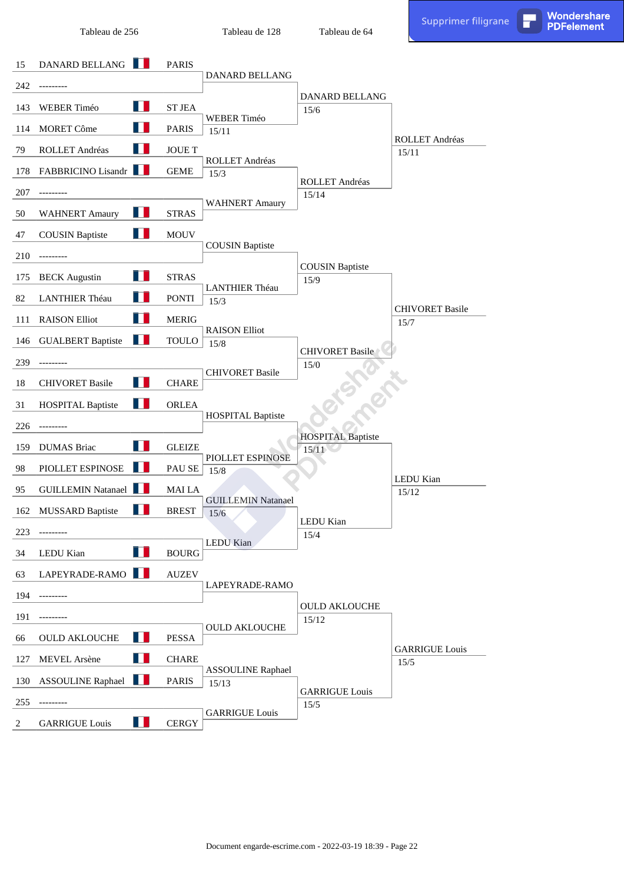| Tableau de 256 | | | | Tableau de 128 | Tableau de 64 | |
|---|---|---|---|---|---|---|
| 15 | DANARD BELLANG | | PARIS | | | |
| | | | | DANARD BELLANG | | |
| 242 | --------- | | | | | |
| | | | | | DANARD BELLANG 15/6 | |
| 143 | WEBER Timéo | | ST JEA | | | |
| | | | | WEBER Timéo 15/11 | | |
| 114 | MORET Côme | | PARIS | | | |
| | | | | | | ROLLET Andréas 15/11 |
| 79 | ROLLET Andréas | | JOUE T | | | |
| | | | | ROLLET Andréas 15/3 | | |
| 178 | FABBRICINO Lisandr | | GEME | | | |
| | | | | | ROLLET Andréas 15/14 | |
| 207 | --------- | | | | | |
| | | | | WAHNERT Amaury | | |
| 50 | WAHNERT Amaury | | STRAS | | | |
| 47 | COUSIN Baptiste | | MOUV | | | |
| | | | | COUSIN Baptiste | | |
| 210 | --------- | | | | | |
| | | | | | COUSIN Baptiste 15/9 | |
| 175 | BECK Augustin | | STRAS | | | |
| | | | | LANTHIER Théau 15/3 | | |
| 82 | LANTHIER Théau | | PONTI | | | |
| | | | | | | CHIVORET Basile 15/7 |
| 111 | RAISON Elliot | | MERIG | | | |
| | | | | RAISON Elliot 15/8 | | |
| 146 | GUALBERT Baptiste | | TOULO | | | |
| | | | | | CHIVORET Basile 15/0 | |
| 239 | --------- | | | | | |
| | | | | CHIVORET Basile | | |
| 18 | CHIVORET Basile | | CHARE | | | |
| 31 | HOSPITAL Baptiste | | ORLEA | | | |
| | | | | HOSPITAL Baptiste | | |
| 226 | --------- | | | | | |
| | | | | | HOSPITAL Baptiste 15/11 | |
| 159 | DUMAS Briac | | GLEIZE | | | |
| | | | | PIOLLET ESPINOSE 15/8 | | |
| 98 | PIOLLET ESPINOSE | | PAU SE | | | |
| | | | | | | LEDU Kian 15/12 |
| 95 | GUILLEMIN Natanael | | MAI LA | | | |
| | | | | GUILLEMIN Natanael 15/6 | | |
| 162 | MUSSARD Baptiste | | BREST | | | |
| | | | | | LEDU Kian 15/4 | |
| 223 | --------- | | | | | |
| | | | | LEDU Kian | | |
| 34 | LEDU Kian | | BOURG | | | |
| 63 | LAPEYRADE-RAMO | | AUZEV | | | |
| | | | | LAPEYRADE-RAMO | | |
| 194 | --------- | | | | | |
| | | | | | OULD AKLOUCHE 15/12 | |
| 191 | --------- | | | | | |
| | | | | OULD AKLOUCHE | | |
| 66 | OULD AKLOUCHE | | PESSA | | | |
| | | | | | | GARRIGUE Louis 15/5 |
| 127 | MEVEL Arsène | | CHARE | | | |
| | | | | ASSOULINE Raphael 15/13 | | |
| 130 | ASSOULINE Raphael | | PARIS | | | |
| | | | | | GARRIGUE Louis 15/5 | |
| 255 | --------- | | | | | |
| | | | | GARRIGUE Louis | | |
| 2 | GARRIGUE Louis | | CERGY | | | |

Document engarde-escrime.com - 2022-03-19 18:39 - Page 22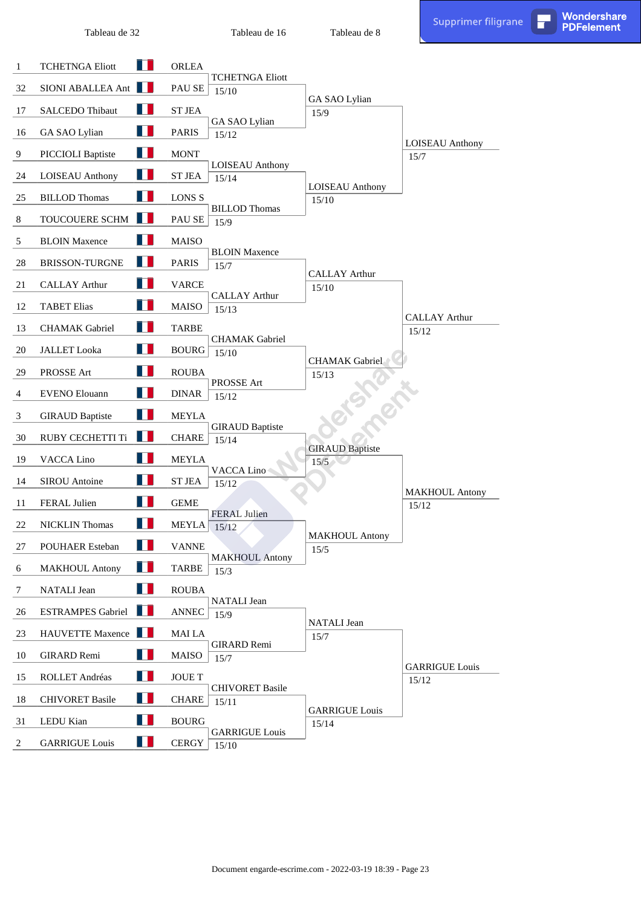| Tableau de 32 | | | Tableau de 16 | Tableau de 8 | |
|---|---|---|---|---|---|
| 1 | TCHETNGA Eliott | ORLEA | | | |
| 32 | SIONI ABALLEA Ant | PAU SE | TCHETNGA Eliott 15/10 | | |
| 17 | SALCEDO Thibaut | ST JEA | | GA SAO Lylian 15/9 | |
| 16 | GA SAO Lylian | PARIS | GA SAO Lylian 15/12 | | |
| 9 | PICCIOLI Baptiste | MONT | | | LOISEAU Anthony 15/7 |
| 24 | LOISEAU Anthony | ST JEA | LOISEAU Anthony 15/14 | | |
| 25 | BILLOD Thomas | LONS S | | LOISEAU Anthony 15/10 | |
| 8 | TOUCOUERE SCHM | PAU SE | BILLOD Thomas 15/9 | | |
| 5 | BLOIN Maxence | MAISO | | | |
| 28 | BRISSON-TURGNE | PARIS | BLOIN Maxence 15/7 | | |
| 21 | CALLAY Arthur | VARCE | | CALLAY Arthur 15/10 | |
| 12 | TABET Elias | MAISO | CALLAY Arthur 15/13 | | |
| 13 | CHAMAK Gabriel | TARBE | | | CALLAY Arthur 15/12 |
| 20 | JALLET Looka | BOURG | CHAMAK Gabriel 15/10 | | |
| 29 | PROSSE Art | ROUBA | | CHAMAK Gabriel 15/13 | |
| 4 | EVENO Elouann | DINAR | PROSSE Art 15/12 | | |
| 3 | GIRAUD Baptiste | MEYLA | | | |
| 30 | RUBY CECHETTI Ti | CHARE | GIRAUD Baptiste 15/14 | | |
| 19 | VACCA Lino | MEYLA | | GIRAUD Baptiste 15/5 | |
| 14 | SIROU Antoine | ST JEA | VACCA Lino 15/12 | | |
| 11 | FERAL Julien | GEME | | | MAKHOUL Antony 15/12 |
| 22 | NICKLIN Thomas | MEYLA | FERAL Julien 15/12 | | |
| 27 | POUHAER Esteban | VANNE | | MAKHOUL Antony 15/5 | |
| 6 | MAKHOUL Antony | TARBE | MAKHOUL Antony 15/3 | | |
| 7 | NATALI Jean | ROUBA | | | |
| 26 | ESTRAMPES Gabriel | ANNEC | NATALI Jean 15/9 | | |
| 23 | HAUVETTE Maxence | MAI LA | | NATALI Jean 15/7 | |
| 10 | GIRARD Remi | MAISO | GIRARD Remi 15/7 | | |
| 15 | ROLLET Andréas | JOUE T | | | GARRIGUE Louis 15/12 |
| 18 | CHIVORET Basile | CHARE | CHIVORET Basile 15/11 | | |
| 31 | LEDU Kian | BOURG | | GARRIGUE Louis 15/14 | |
| 2 | GARRIGUE Louis | CERGY | GARRIGUE Louis 15/10 | | |

Document engarde-escrime.com - 2022-03-19 18:39 - Page 23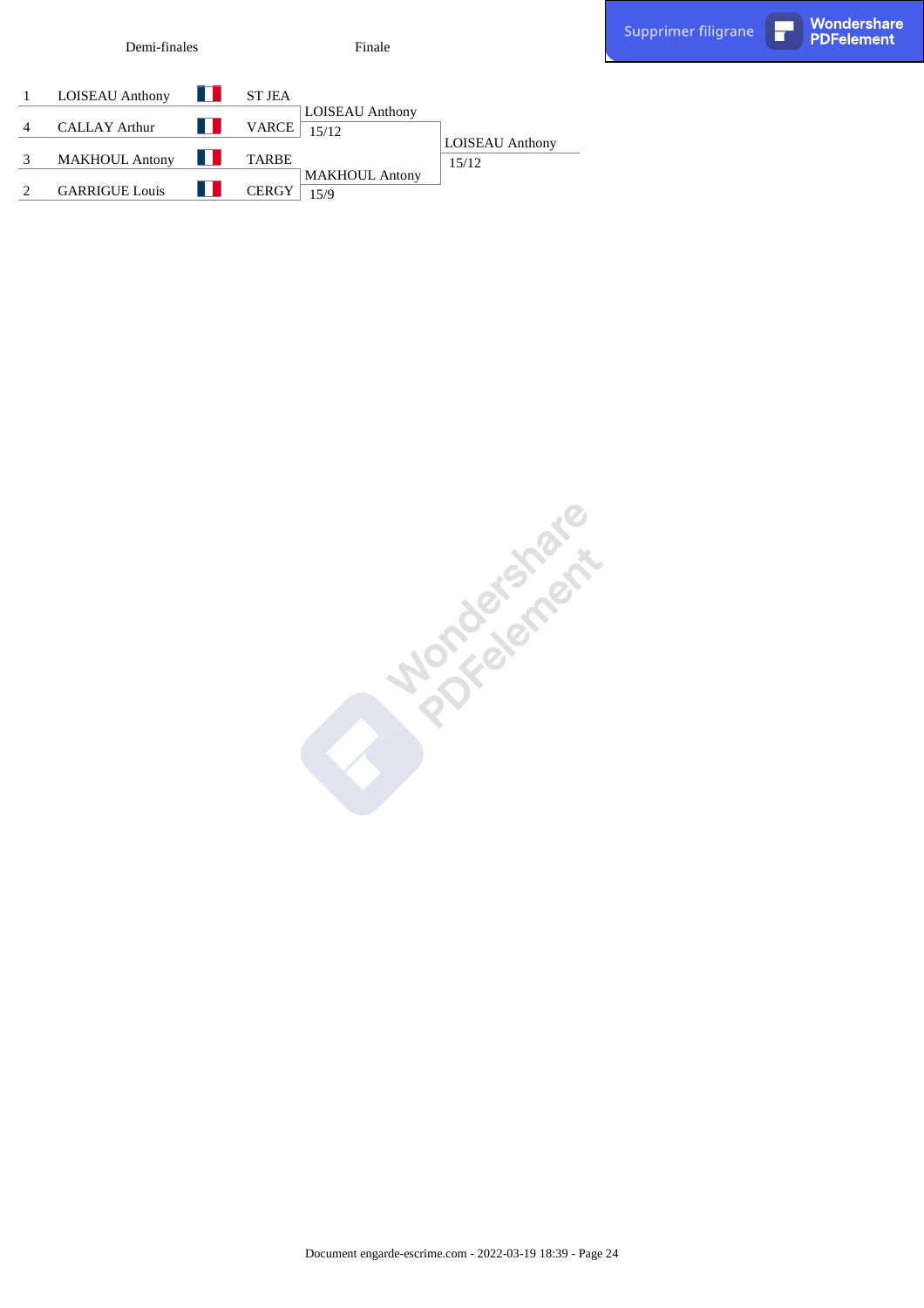| Demi-finales | | | | Finale | |
|---|---|---|---|---|---|
| 1 | LOISEAU Anthony | | ST JEA | LOISEAU Anthony 15/12 | LOISEAU Anthony 15/12 |
| 4 | CALLAY Arthur | | VARCE | | |
| 3 | MAKHOUL Antony | | TARBE | MAKHOUL Antony 15/9 | |
| 2 | GARRIGUE Louis | | CERGY | | |

Document engarde-escrime.com - 2022-03-19 18:39 - Page 24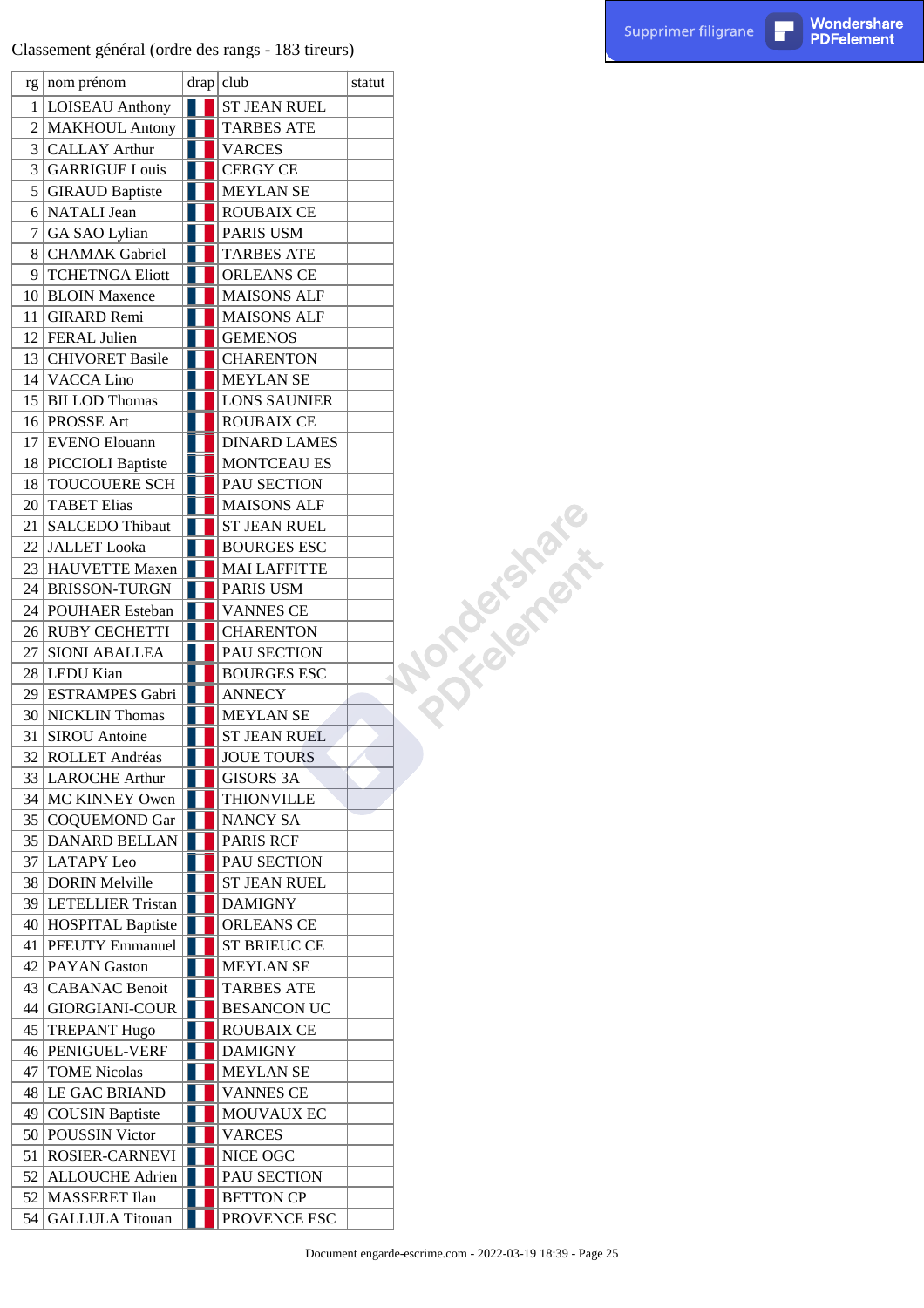Classement général (ordre des rangs - 183 tireurs)

| rg | nom prénom | drap | club | statut |
|---|---|---|---|---|
| 1 | LOISEAU Anthony | | ST JEAN RUEL | |
| 2 | MAKHOUL Antony | | TARBES ATE | |
| 3 | CALLAY Arthur | | VARCES | |
| 3 | GARRIGUE Louis | | CERGY CE | |
| 5 | GIRAUD Baptiste | | MEYLAN SE | |
| 6 | NATALI Jean | | ROUBAIX CE | |
| 7 | GA SAO Lylian | | PARIS USM | |
| 8 | CHAMAK Gabriel | | TARBES ATE | |
| 9 | TCHETNGA Eliott | | ORLEANS CE | |
| 10 | BLOIN Maxence | | MAISONS ALF | |
| 11 | GIRARD Remi | | MAISONS ALF | |
| 12 | FERAL Julien | | GEMENOS | |
| 13 | CHIVORET Basile | | CHARENTON | |
| 14 | VACCA Lino | | MEYLAN SE | |
| 15 | BILLOD Thomas | | LONS SAUNIER | |
| 16 | PROSSE Art | | ROUBAIX CE | |
| 17 | EVENO Elouann | | DINARD LAMES | |
| 18 | PICCIOLI Baptiste | | MONTCEAU ES | |
| 18 | TOUCOUERE SCH | | PAU SECTION | |
| 20 | TABET Elias | | MAISONS ALF | |
| 21 | SALCEDO Thibaut | | ST JEAN RUEL | |
| 22 | JALLET Looka | | BOURGES ESC | |
| 23 | HAUVETTE Maxen | | MAI LAFFITTE | |
| 24 | BRISSON-TURGN | | PARIS USM | |
| 24 | POUHAER Esteban | | VANNES CE | |
| 26 | RUBY CECHETTI | | CHARENTON | |
| 27 | SIONI ABALLEA | | PAU SECTION | |
| 28 | LEDU Kian | | BOURGES ESC | |
| 29 | ESTRAMPES Gabri | | ANNECY | |
| 30 | NICKLIN Thomas | | MEYLAN SE | |
| 31 | SIROU Antoine | | ST JEAN RUEL | |
| 32 | ROLLET Andréas | | JOUE TOURS | |
| 33 | LAROCHE Arthur | | GISORS 3A | |
| 34 | MC KINNEY Owen | | THIONVILLE | |
| 35 | COQUEMOND Gar | | NANCY SA | |
| 35 | DANARD BELLAN | | PARIS RCF | |
| 37 | LATAPY Leo | | PAU SECTION | |
| 38 | DORIN Melville | | ST JEAN RUEL | |
| 39 | LETELLIER Tristan | | DAMIGNY | |
| 40 | HOSPITAL Baptiste | | ORLEANS CE | |
| 41 | PFEUTY Emmanuel | | ST BRIEUC CE | |
| 42 | PAYAN Gaston | | MEYLAN SE | |
| 43 | CABANAC Benoit | | TARBES ATE | |
| 44 | GIORGIANI-COUR | | BESANCON UC | |
| 45 | TREPANT Hugo | | ROUBAIX CE | |
| 46 | PENIGUEL-VERF | | DAMIGNY | |
| 47 | TOME Nicolas | | MEYLAN SE | |
| 48 | LE GAC BRIAND | | VANNES CE | |
| 49 | COUSIN Baptiste | | MOUVAUX EC | |
| 50 | POUSSIN Victor | | VARCES | |
| 51 | ROSIER-CARNEVI | | NICE OGC | |
| 52 | ALLOUCHE Adrien | | PAU SECTION | |
| 52 | MASSERET Ilan | | BETTON CP | |
| 54 | GALLULA Titouan | | PROVENCE ESC | |

Document engarde-escrime.com - 2022-03-19 18:39 - Page 25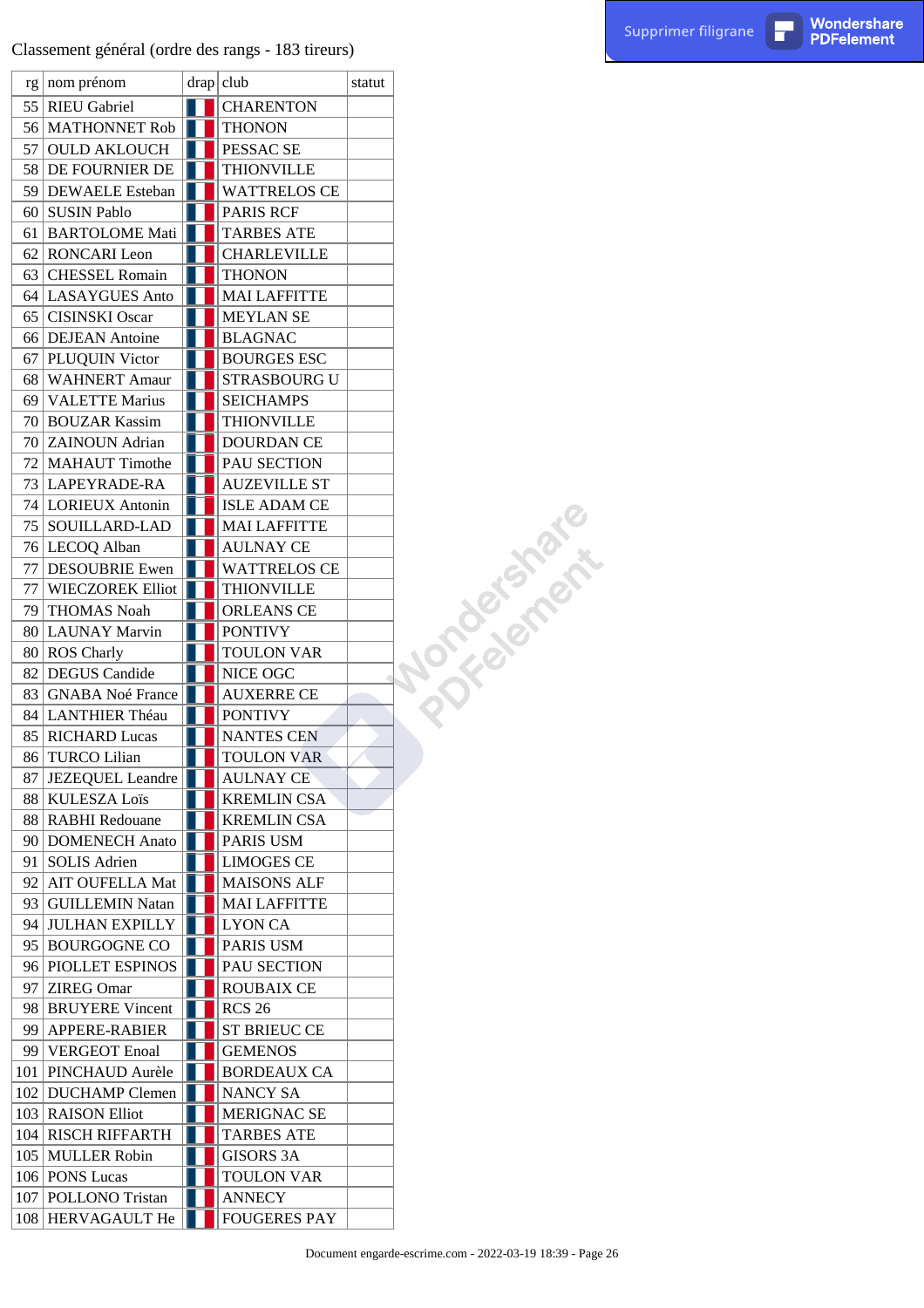Classement général (ordre des rangs - 183 tireurs)

| rg | nom prénom | drap | club | statut |
|---|---|---|---|---|
| 55 | RIEU Gabriel | | CHARENTON | |
| 56 | MATHONNET Rob | | THONON | |
| 57 | OULD AKLOUCH | | PESSAC SE | |
| 58 | DE FOURNIER DE | | THIONVILLE | |
| 59 | DEWAELE Esteban | | WATTRELOS CE | |
| 60 | SUSIN Pablo | | PARIS RCF | |
| 61 | BARTOLOME Mati | | TARBES ATE | |
| 62 | RONCARI Leon | | CHARLEVILLE | |
| 63 | CHESSEL Romain | | THONON | |
| 64 | LASAYGUES Anto | | MAI LAFFITTE | |
| 65 | CISINSKI Oscar | | MEYLAN SE | |
| 66 | DEJEAN Antoine | | BLAGNAC | |
| 67 | PLUQUIN Victor | | BOURGES ESC | |
| 68 | WAHNERT Amaur | | STRASBOURG U | |
| 69 | VALETTE Marius | | SEICHAMPS | |
| 70 | BOUZAR Kassim | | THIONVILLE | |
| 70 | ZAINOUN Adrian | | DOURDAN CE | |
| 72 | MAHAUT Timothe | | PAU SECTION | |
| 73 | LAPEYRADE-RA | | AUZEVILLE ST | |
| 74 | LORIEUX Antonin | | ISLE ADAM CE | |
| 75 | SOUILLARD-LAD | | MAI LAFFITTE | |
| 76 | LECOQ Alban | | AULNAY CE | |
| 77 | DESOUBRIE Ewen | | WATTRELOS CE | |
| 77 | WIECZOREK Elliot | | THIONVILLE | |
| 79 | THOMAS Noah | | ORLEANS CE | |
| 80 | LAUNAY Marvin | | PONTIVY | |
| 80 | ROS Charly | | TOULON VAR | |
| 82 | DEGUS Candide | | NICE OGC | |
| 83 | GNABA Noé France | | AUXERRE CE | |
| 84 | LANTHIER Théau | | PONTIVY | |
| 85 | RICHARD Lucas | | NANTES CEN | |
| 86 | TURCO Lilian | | TOULON VAR | |
| 87 | JEZEQUEL Leandre | | AULNAY CE | |
| 88 | KULESZA Loïs | | KREMLIN CSA | |
| 88 | RABHI Redouane | | KREMLIN CSA | |
| 90 | DOMENECH Anato | | PARIS USM | |
| 91 | SOLIS Adrien | | LIMOGES CE | |
| 92 | AIT OUFELLA Mat | | MAISONS ALF | |
| 93 | GUILLEMIN Natan | | MAI LAFFITTE | |
| 94 | JULHAN EXPILLY | | LYON CA | |
| 95 | BOURGOGNE CO | | PARIS USM | |
| 96 | PIOLLET ESPINOS | | PAU SECTION | |
| 97 | ZIREG Omar | | ROUBAIX CE | |
| 98 | BRUYERE Vincent | | RCS 26 | |
| 99 | APPERE-RABIER | | ST BRIEUC CE | |
| 99 | VERGEOT Enoal | | GEMENOS | |
| 101 | PINCHAUD Aurèle | | BORDEAUX CA | |
| 102 | DUCHAMP Clemen | | NANCY SA | |
| 103 | RAISON Elliot | | MERIGNAC SE | |
| 104 | RISCH RIFFARTH | | TARBES ATE | |
| 105 | MULLER Robin | | GISORS 3A | |
| 106 | PONS Lucas | | TOULON VAR | |
| 107 | POLLONO Tristan | | ANNECY | |
| 108 | HERVAGAULT He | | FOUGERES PAY | |

Document engarde-escrime.com - 2022-03-19 18:39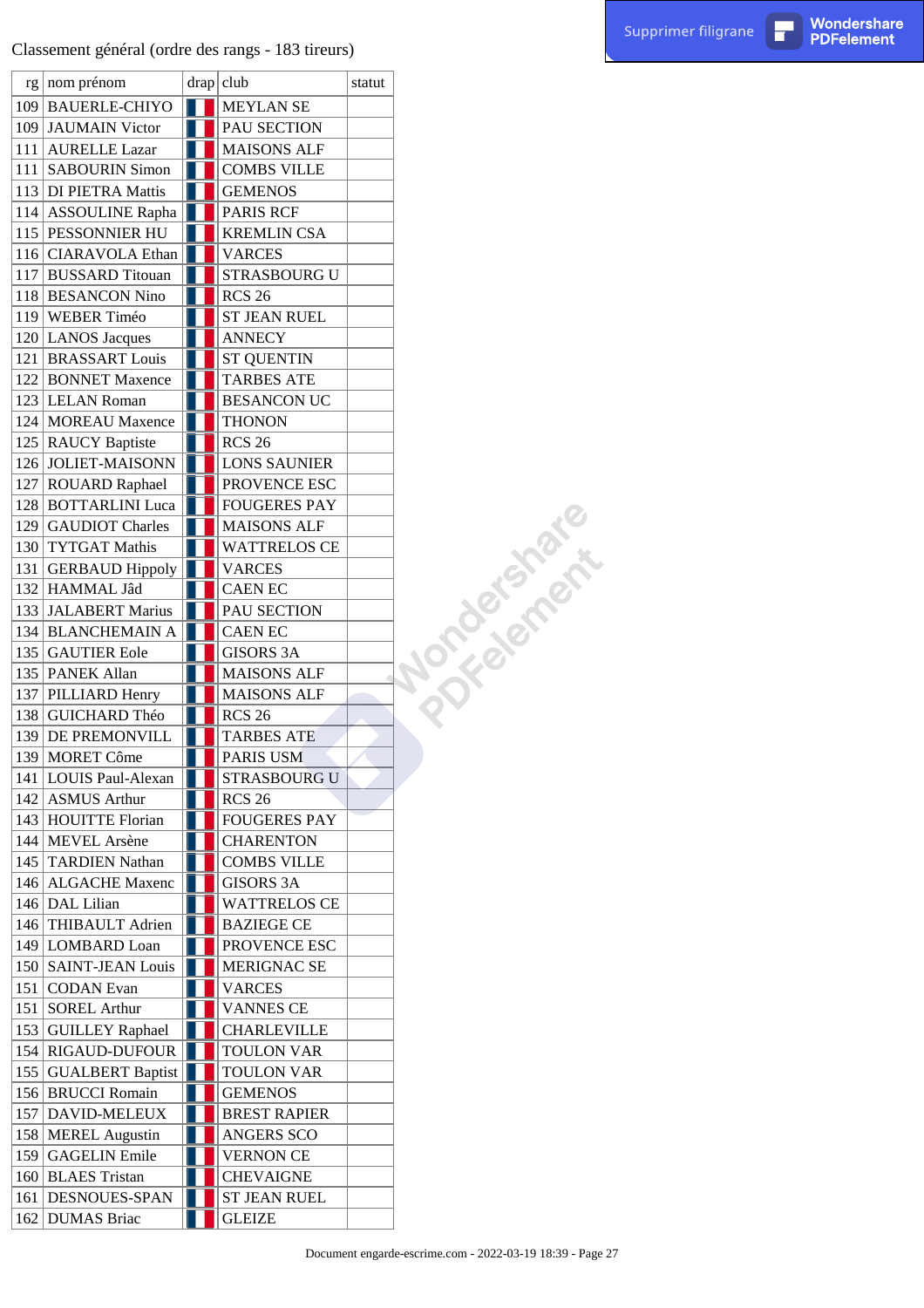Classement général (ordre des rangs - 183 tireurs)

| rg | nom prénom | drap | club | statut |
|---|---|---|---|---|
| 109 | BAUERLE-CHIYO | | MEYLAN SE | |
| 109 | JAUMAIN Victor | | PAU SECTION | |
| 111 | AURELLE Lazar | | MAISONS ALF | |
| 111 | SABOURIN Simon | | COMBS VILLE | |
| 113 | DI PIETRA Mattis | | GEMENOS | |
| 114 | ASSOULINE Rapha | | PARIS RCF | |
| 115 | PESSONNIER HU | | KREMLIN CSA | |
| 116 | CIARAVOLA Ethan | | VARCES | |
| 117 | BUSSARD Titouan | | STRASBOURG U | |
| 118 | BESANCON Nino | | RCS 26 | |
| 119 | WEBER Timéo | | ST JEAN RUEL | |
| 120 | LANOS Jacques | | ANNECY | |
| 121 | BRASSART Louis | | ST QUENTIN | |
| 122 | BONNET Maxence | | TARBES ATE | |
| 123 | LELAN Roman | | BESANCON UC | |
| 124 | MOREAU Maxence | | THONON | |
| 125 | RAUCY Baptiste | | RCS 26 | |
| 126 | JOLIET-MAISONN | | LONS SAUNIER | |
| 127 | ROUARD Raphael | | PROVENCE ESC | |
| 128 | BOTTARLINI Luca | | FOUGERES PAY | |
| 129 | GAUDIOT Charles | | MAISONS ALF | |
| 130 | TYTGAT Mathis | | WATTRELOS CE | |
| 131 | GERBAUD Hippoly | | VARCES | |
| 132 | HAMMAL Jâd | | CAEN EC | |
| 133 | JALABERT Marius | | PAU SECTION | |
| 134 | BLANCHEMAIN A | | CAEN EC | |
| 135 | GAUTIER Eole | | GISORS 3A | |
| 135 | PANEK Allan | | MAISONS ALF | |
| 137 | PILLIARD Henry | | MAISONS ALF | |
| 138 | GUICHARD Théo | | RCS 26 | |
| 139 | DE PREMONVILL | | TARBES ATE | |
| 139 | MORET Côme | | PARIS USM | |
| 141 | LOUIS Paul-Alexan | | STRASBOURG U | |
| 142 | ASMUS Arthur | | RCS 26 | |
| 143 | HOUITTE Florian | | FOUGERES PAY | |
| 144 | MEVEL Arsène | | CHARENTON | |
| 145 | TARDIEN Nathan | | COMBS VILLE | |
| 146 | ALGACHE Maxenc | | GISORS 3A | |
| 146 | DAL Lilian | | WATTRELOS CE | |
| 146 | THIBAULT Adrien | | BAZIEGE CE | |
| 149 | LOMBARD Loan | | PROVENCE ESC | |
| 150 | SAINT-JEAN Louis | | MERIGNAC SE | |
| 151 | CODAN Evan | | VARCES | |
| 151 | SOREL Arthur | | VANNES CE | |
| 153 | GUILLEY Raphael | | CHARLEVILLE | |
| 154 | RIGAUD-DUFOUR | | TOULON VAR | |
| 155 | GUALBERT Baptist | | TOULON VAR | |
| 156 | BRUCCI Romain | | GEMENOS | |
| 157 | DAVID-MELEUX | | BREST RAPIER | |
| 158 | MEREL Augustin | | ANGERS SCO | |
| 159 | GAGELIN Emile | | VERNON CE | |
| 160 | BLAES Tristan | | CHEVAIGNE | |
| 161 | DESNOUES-SPAN | | ST JEAN RUEL | |
| 162 | DUMAS Briac | | GLEIZE | |

Document engarde-escrime.com - 2022-03-19 18:39 - Page 27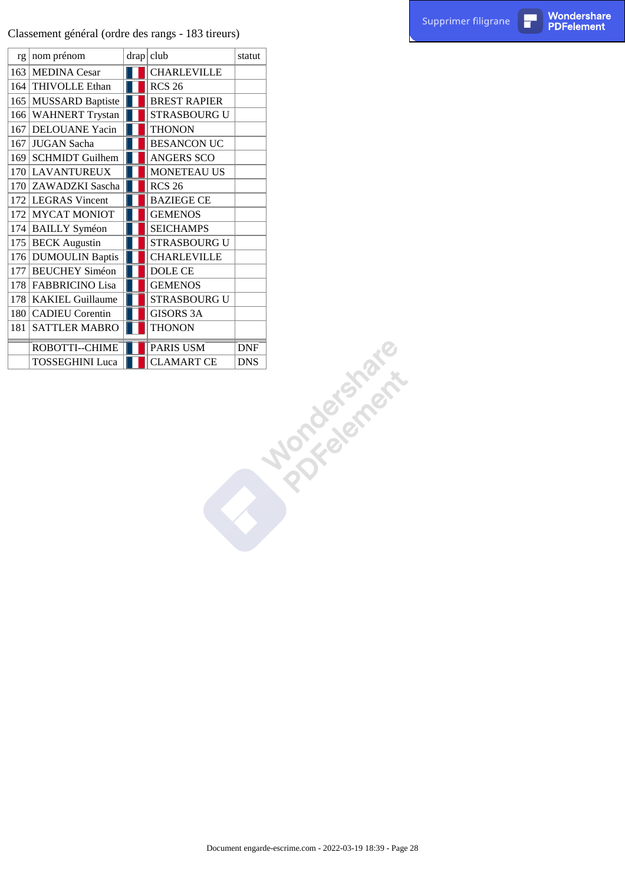Classement général (ordre des rangs - 183 tireurs)

| rg | nom prénom | drap | club | statut |
|---|---|---|---|---|
| 163 | MEDINA Cesar | | CHARLEVILLE | |
| 164 | THIVOLLE Ethan | | RCS 26 | |
| 165 | MUSSARD Baptiste | | BREST RAPIER | |
| 166 | WAHNERT Trystan | | STRASBOURG U | |
| 167 | DELOUANE Yacin | | THONON | |
| 167 | JUGAN Sacha | | BESANCON UC | |
| 169 | SCHMIDT Guilhem | | ANGERS SCO | |
| 170 | LAVANTUREUX | | MONETEAU US | |
| 170 | ZAWADZKI Sascha | | RCS 26 | |
| 172 | LEGRAS Vincent | | BAZIEGE CE | |
| 172 | MYCAT MONIOT | | GEMENOS | |
| 174 | BAILLY Syméon | | SEICHAMPS | |
| 175 | BECK Augustin | | STRASBOURG U | |
| 176 | DUMOULIN Baptis | | CHARLEVILLE | |
| 177 | BEUCHEY Siméon | | DOLE CE | |
| 178 | FABBRICINO Lisa | | GEMENOS | |
| 178 | KAKIEL Guillaume | | STRASBOURG U | |
| 180 | CADIEU Corentin | | GISORS 3A | |
| 181 | SATTLER MABRO | | THONON | |
| | ROBOTTI--CHIME | | PARIS USM | DNF |
| | TOSSEGHINI Luca | | CLAMART CE | DNS |

Document engarde-escrime.com - 2022-03-19 18:39 - Page 28